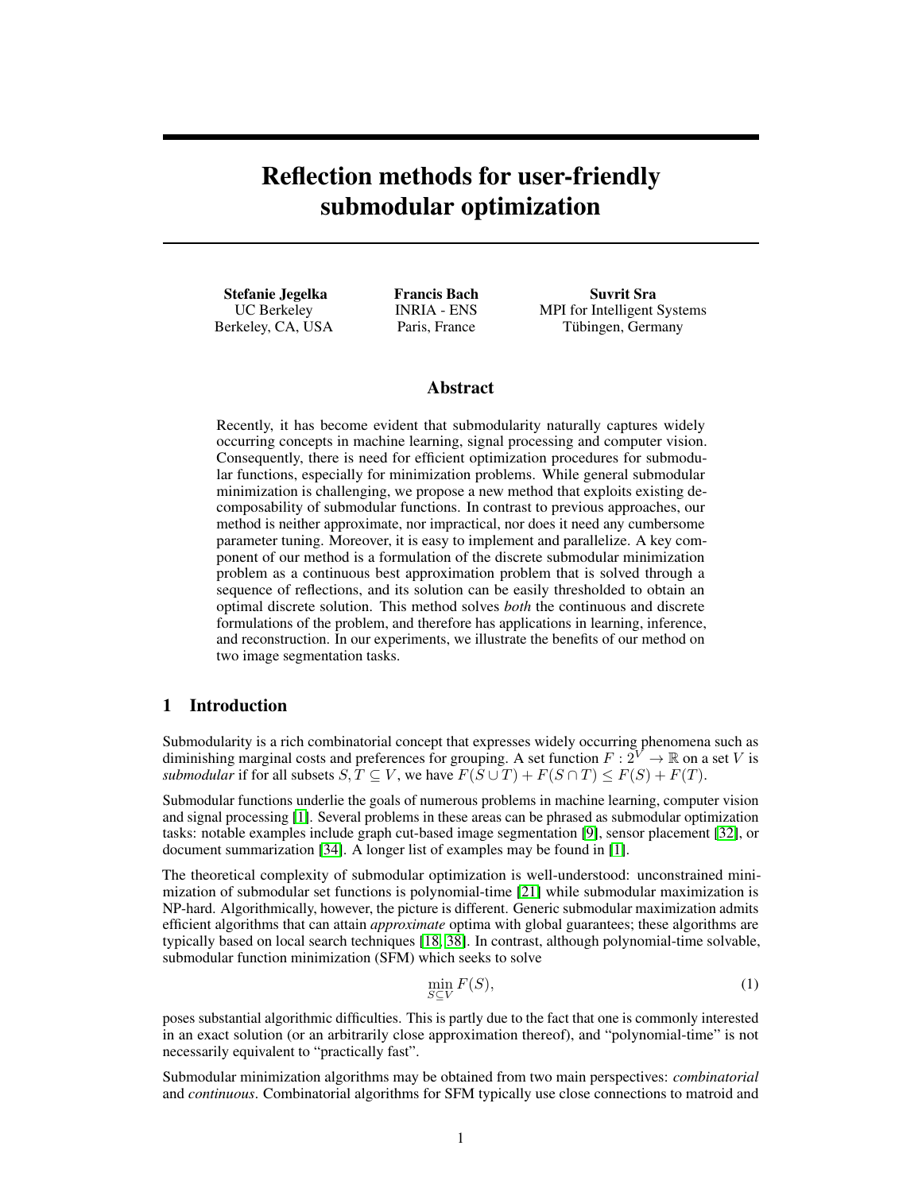# Reflection methods for user-friendly submodular optimization

**Stefanie Jegelka**
UC Berkeley
Berkeley, CA, USA

**Francis Bach**
INRIA - ENS
Paris, France

**Suvrit Sra**
MPI for Intelligent Systems
Tübingen, Germany

## Abstract

Recently, it has become evident that submodularity naturally captures widely occurring concepts in machine learning, signal processing and computer vision. Consequently, there is need for efficient optimization procedures for submodular functions, especially for minimization problems. While general submodular minimization is challenging, we propose a new method that exploits existing decomposability of submodular functions. In contrast to previous approaches, our method is neither approximate, nor impractical, nor does it need any cumbersome parameter tuning. Moreover, it is easy to implement and parallelize. A key component of our method is a formulation of the discrete submodular minimization problem as a continuous best approximation problem that is solved through a sequence of reflections, and its solution can be easily thresholded to obtain an optimal discrete solution. This method solves *both* the continuous and discrete formulations of the problem, and therefore has applications in learning, inference, and reconstruction. In our experiments, we illustrate the benefits of our method on two image segmentation tasks.

## 1 Introduction

Submodularity is a rich combinatorial concept that expresses widely occurring phenomena such as diminishing marginal costs and preferences for grouping. A set function $F : 2^V \to \mathbb{R}$ on a set $V$ is *submodular* if for all subsets $S, T \subseteq V$, we have $F(S \cup T) + F(S \cap T) \leq F(S) + F(T)$.

Submodular functions underlie the goals of numerous problems in machine learning, computer vision and signal processing [1]. Several problems in these areas can be phrased as submodular optimization tasks: notable examples include graph cut-based image segmentation [9], sensor placement [32], or document summarization [34]. A longer list of examples may be found in [1].

The theoretical complexity of submodular optimization is well-understood: unconstrained minimization of submodular set functions is polynomial-time [21] while submodular maximization is NP-hard. Algorithmically, however, the picture is different. Generic submodular maximization admits efficient algorithms that can attain *approximate* optima with global guarantees; these algorithms are typically based on local search techniques [18, 38]. In contrast, although polynomial-time solvable, submodular function minimization (SFM) which seeks to solve

$$\min_{S \subseteq V} F(S), \tag{1}$$

poses substantial algorithmic difficulties. This is partly due to the fact that one is commonly interested in an exact solution (or an arbitrarily close approximation thereof), and "polynomial-time" is not necessarily equivalent to "practically fast".

Submodular minimization algorithms may be obtained from two main perspectives: *combinatorial* and *continuous*. Combinatorial algorithms for SFM typically use close connections to matroid and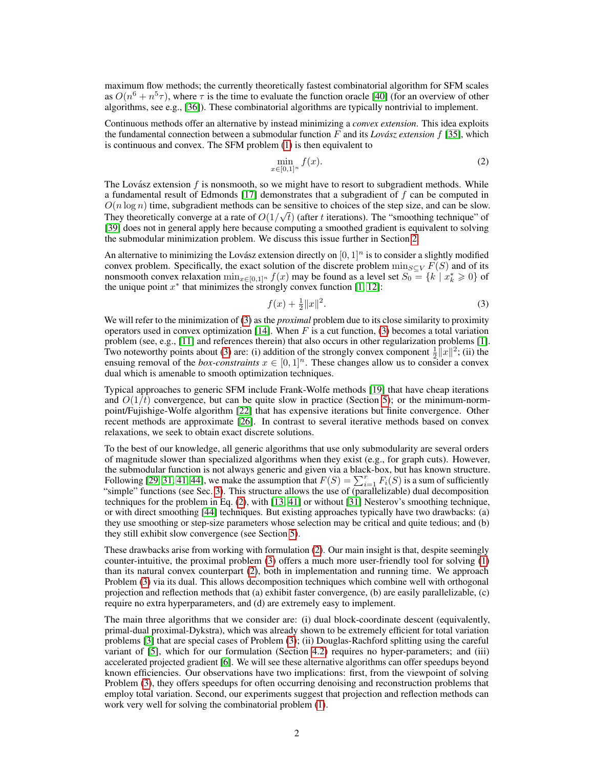maximum flow methods; the currently theoretically fastest combinatorial algorithm for SFM scales as $O(n^6 + n^5\tau)$, where $\tau$ is the time to evaluate the function oracle [40] (for an overview of other algorithms, see e.g., [36]). These combinatorial algorithms are typically nontrivial to implement.

Continuous methods offer an alternative by instead minimizing a *convex extension*. This idea exploits the fundamental connection between a submodular function $F$ and its *Lovász extension* $f$ [35], which is continuous and convex. The SFM problem (1) is then equivalent to

$$\min_{x \in [0,1]^n} f(x). \tag{2}$$

The Lovász extension $f$ is nonsmooth, so we might have to resort to subgradient methods. While a fundamental result of Edmonds [17] demonstrates that a subgradient of $f$ can be computed in $O(n \log n)$ time, subgradient methods can be sensitive to choices of the step size, and can be slow. They theoretically converge at a rate of $O(1/\sqrt{t})$ (after $t$ iterations). The "smoothing technique" of [39] does not in general apply here because computing a smoothed gradient is equivalent to solving the submodular minimization problem. We discuss this issue further in Section 2.

An alternative to minimizing the Lovász extension directly on $[0,1]^n$ is to consider a slightly modified convex problem. Specifically, the exact solution of the discrete problem $\min_{S \subseteq V} F(S)$ and of its nonsmooth convex relaxation $\min_{x \in [0,1]^n} f(x)$ may be found as a level set $S_0 = \{k \mid x^*_k \geqslant 0\}$ of the unique point $x^*$ that minimizes the strongly convex function [1, 12]:

$$f(x) + \tfrac{1}{2}\|x\|^2. \tag{3}$$

We will refer to the minimization of (3) as the *proximal* problem due to its close similarity to proximity operators used in convex optimization [14]. When $F$ is a cut function, (3) becomes a total variation problem (see, e.g., [11] and references therein) that also occurs in other regularization problems [1]. Two noteworthy points about (3) are: (i) addition of the strongly convex component $\frac{1}{2}\|x\|^2$; (ii) the ensuing removal of the *box-constraints* $x \in [0,1]^n$. These changes allow us to consider a convex dual which is amenable to smooth optimization techniques.

Typical approaches to generic SFM include Frank-Wolfe methods [19] that have cheap iterations and $O(1/t)$ convergence, but can be quite slow in practice (Section 5); or the minimum-norm-point/Fujishige-Wolfe algorithm [22] that has expensive iterations but finite convergence. Other recent methods are approximate [26]. In contrast to several iterative methods based on convex relaxations, we seek to obtain exact discrete solutions.

To the best of our knowledge, all generic algorithms that use only submodularity are several orders of magnitude slower than specialized algorithms when they exist (e.g., for graph cuts). However, the submodular function is not always generic and given via a black-box, but has known structure. Following [29, 31, 41, 44], we make the assumption that $F(S) = \sum_{i=1}^r F_i(S)$ is a sum of sufficiently "simple" functions (see Sec. 3). This structure allows the use of (parallelizable) dual decomposition techniques for the problem in Eq. (2), with [13, 41] or without [31] Nesterov's smoothing technique, or with direct smoothing [44] techniques. But existing approaches typically have two drawbacks: (a) they use smoothing or step-size parameters whose selection may be critical and quite tedious; and (b) they still exhibit slow convergence (see Section 5).

These drawbacks arise from working with formulation (2). Our main insight is that, despite seemingly counter-intuitive, the proximal problem (3) offers a much more user-friendly tool for solving (1) than its natural convex counterpart (2), both in implementation and running time. We approach Problem (3) via its dual. This allows decomposition techniques which combine well with orthogonal projection and reflection methods that (a) exhibit faster convergence, (b) are easily parallelizable, (c) require no extra hyperparameters, and (d) are extremely easy to implement.

The main three algorithms that we consider are: (i) dual block-coordinate descent (equivalently, primal-dual proximal-Dykstra), which was already shown to be extremely efficient for total variation problems [3] that are special cases of Problem (3); (ii) Douglas-Rachford splitting using the careful variant of [5], which for our formulation (Section 4.2) requires no hyper-parameters; and (iii) accelerated projected gradient [6]. We will see these alternative algorithms can offer speedups beyond known efficiencies. Our observations have two implications: first, from the viewpoint of solving Problem (3), they offers speedups for often occurring denoising and reconstruction problems that employ total variation. Second, our experiments suggest that projection and reflection methods can work very well for solving the combinatorial problem (1).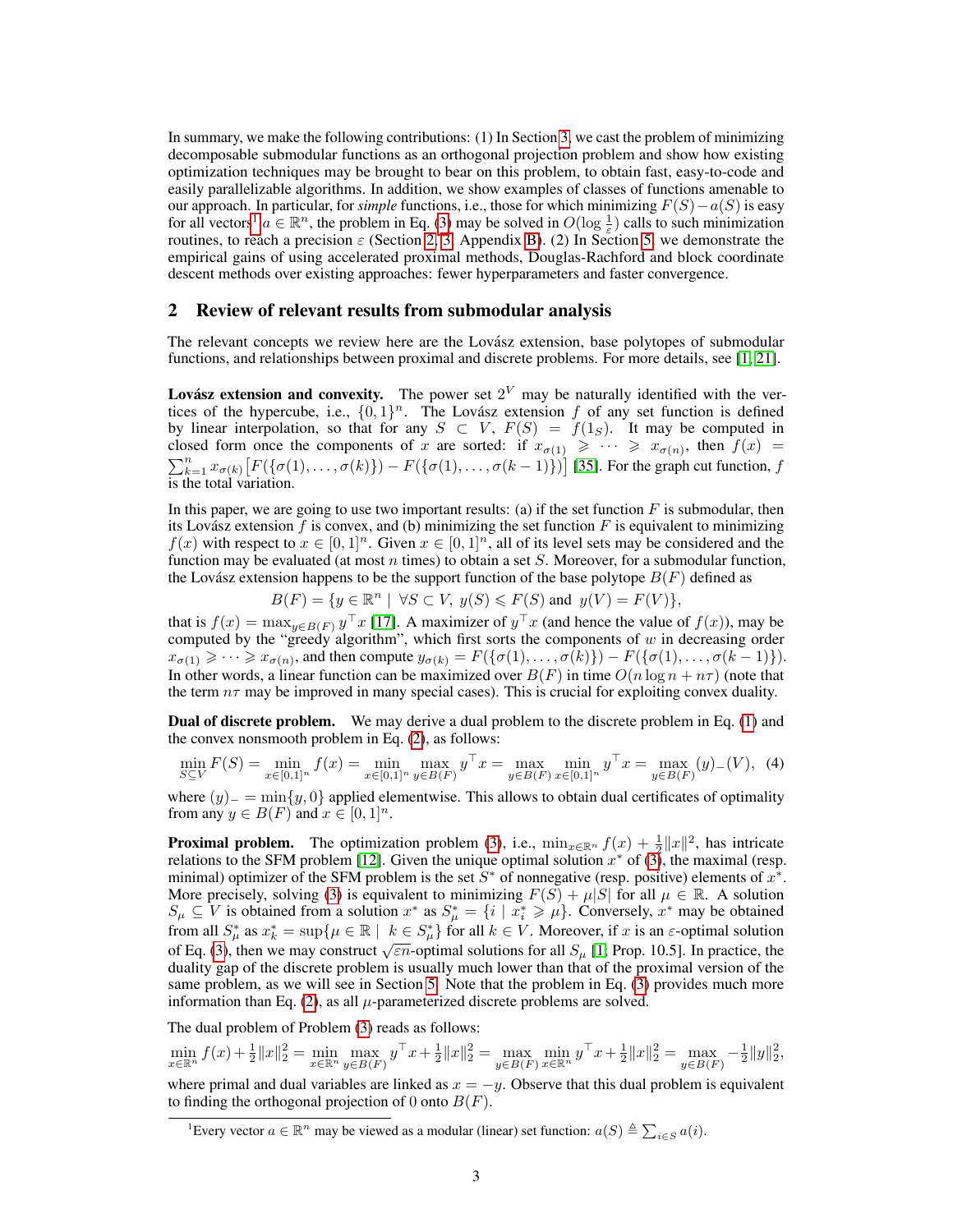In summary, we make the following contributions: (1) In Section 3, we cast the problem of minimizing decomposable submodular functions as an orthogonal projection problem and show how existing optimization techniques may be brought to bear on this problem, to obtain fast, easy-to-code and easily parallelizable algorithms. In addition, we show examples of classes of functions amenable to our approach. In particular, for ***simple*** functions, i.e., those for which minimizing $F(S) - a(S)$ is easy for all vectors[1] $a \in \mathbb{R}^n$, the problem in Eq. (3) may be solved in $O(\log \frac{1}{\varepsilon})$ calls to such minimization routines, to reach a precision $\varepsilon$ (Section 2, 3, Appendix B). (2) In Section 5, we demonstrate the empirical gains of using accelerated proximal methods, Douglas-Rachford and block coordinate descent methods over existing approaches: fewer hyperparameters and faster convergence.

## 2 Review of relevant results from submodular analysis

The relevant concepts we review here are the Lovász extension, base polytopes of submodular functions, and relationships between proximal and discrete problems. For more details, see [1, 21].

**Lovász extension and convexity.** The power set $2^V$ may be naturally identified with the vertices of the hypercube, i.e., $\{0,1\}^n$. The Lovász extension $f$ of any set function is defined by linear interpolation, so that for any $S \subset V$, $F(S) = f(1_S)$. It may be computed in closed form once the components of $x$ are sorted: if $x_{\sigma(1)} \geqslant \cdots \geqslant x_{\sigma(n)}$, then $f(x) = \sum_{k=1}^n x_{\sigma(k)} \big[ F(\{\sigma(1), \ldots, \sigma(k)\}) - F(\{\sigma(1), \ldots, \sigma(k-1)\}) \big]$ [35]. For the graph cut function, $f$ is the total variation.

In this paper, we are going to use two important results: (a) if the set function $F$ is submodular, then its Lovász extension $f$ is convex, and (b) minimizing the set function $F$ is equivalent to minimizing $f(x)$ with respect to $x \in [0,1]^n$. Given $x \in [0,1]^n$, all of its level sets may be considered and the function may be evaluated (at most $n$ times) to obtain a set $S$. Moreover, for a submodular function, the Lovász extension happens to be the support function of the base polytope $B(F)$ defined as

$$B(F) = \{ y \in \mathbb{R}^n \mid \forall S \subset V, \; y(S) \leqslant F(S) \text{ and } \; y(V) = F(V) \},$$

that is $f(x) = \max_{y \in B(F)} y^\top x$ [17]. A maximizer of $y^\top x$ (and hence the value of $f(x)$), may be computed by the "greedy algorithm", which first sorts the components of $w$ in decreasing order $x_{\sigma(1)} \geqslant \cdots \geqslant x_{\sigma(n)}$, and then compute $y_{\sigma(k)} = F(\{\sigma(1), \ldots, \sigma(k)\}) - F(\{\sigma(1), \ldots, \sigma(k-1)\})$. In other words, a linear function can be maximized over $B(F)$ in time $O(n \log n + n\tau)$ (note that the term $n\tau$ may be improved in many special cases). This is crucial for exploiting convex duality.

**Dual of discrete problem.** We may derive a dual problem to the discrete problem in Eq. (1) and the convex nonsmooth problem in Eq. (2), as follows:

$$\min_{S \subseteq V} F(S) = \min_{x \in [0,1]^n} f(x) = \min_{x \in [0,1]^n} \max_{y \in B(F)} y^\top x = \max_{y \in B(F)} \min_{x \in [0,1]^n} y^\top x = \max_{y \in B(F)} (y)_-(V), \quad (4)$$

where $(y)_- = \min\{y, 0\}$ applied elementwise. This allows to obtain dual certificates of optimality from any $y \in B(F)$ and $x \in [0,1]^n$.

**Proximal problem.** The optimization problem (3), i.e., $\min_{x \in \mathbb{R}^n} f(x) + \frac{1}{2}\|x\|^2$, has intricate relations to the SFM problem [12]. Given the unique optimal solution $x^*$ of (3), the maximal (resp. minimal) optimizer of the SFM problem is the set $S^*$ of nonnegative (resp. positive) elements of $x^*$. More precisely, solving (3) is equivalent to minimizing $F(S) + \mu|S|$ for all $\mu \in \mathbb{R}$. A solution $S_\mu \subseteq V$ is obtained from a solution $x^*$ as $S_\mu^* = \{ i \mid x_i^* \geqslant \mu \}$. Conversely, $x^*$ may be obtained from all $S_\mu^*$ as $x_k^* = \sup\{ \mu \in \mathbb{R} \mid k \in S_\mu^* \}$ for all $k \in V$. Moreover, if $x$ is an $\varepsilon$-optimal solution of Eq. (3), then we may construct $\sqrt{\varepsilon n}$-optimal solutions for all $S_\mu$ [1; Prop. 10.5]. In practice, the duality gap of the discrete problem is usually much lower than that of the proximal version of the same problem, as we will see in Section 5. Note that the problem in Eq. (3) provides much more information than Eq. (2), as all $\mu$-parameterized discrete problems are solved.

The dual problem of Problem (3) reads as follows:

$$\min_{x \in \mathbb{R}^n} f(x) + \tfrac{1}{2}\|x\|_2^2 = \min_{x \in \mathbb{R}^n} \max_{y \in B(F)} y^\top x + \tfrac{1}{2}\|x\|_2^2 = \max_{y \in B(F)} \min_{x \in \mathbb{R}^n} y^\top x + \tfrac{1}{2}\|x\|_2^2 = \max_{y \in B(F)} -\tfrac{1}{2}\|y\|_2^2,$$

where primal and dual variables are linked as $x = -y$. Observe that this dual problem is equivalent to finding the orthogonal projection of 0 onto $B(F)$.

[1] Every vector $a \in \mathbb{R}^n$ may be viewed as a modular (linear) set function: $a(S) \triangleq \sum_{i \in S} a(i)$.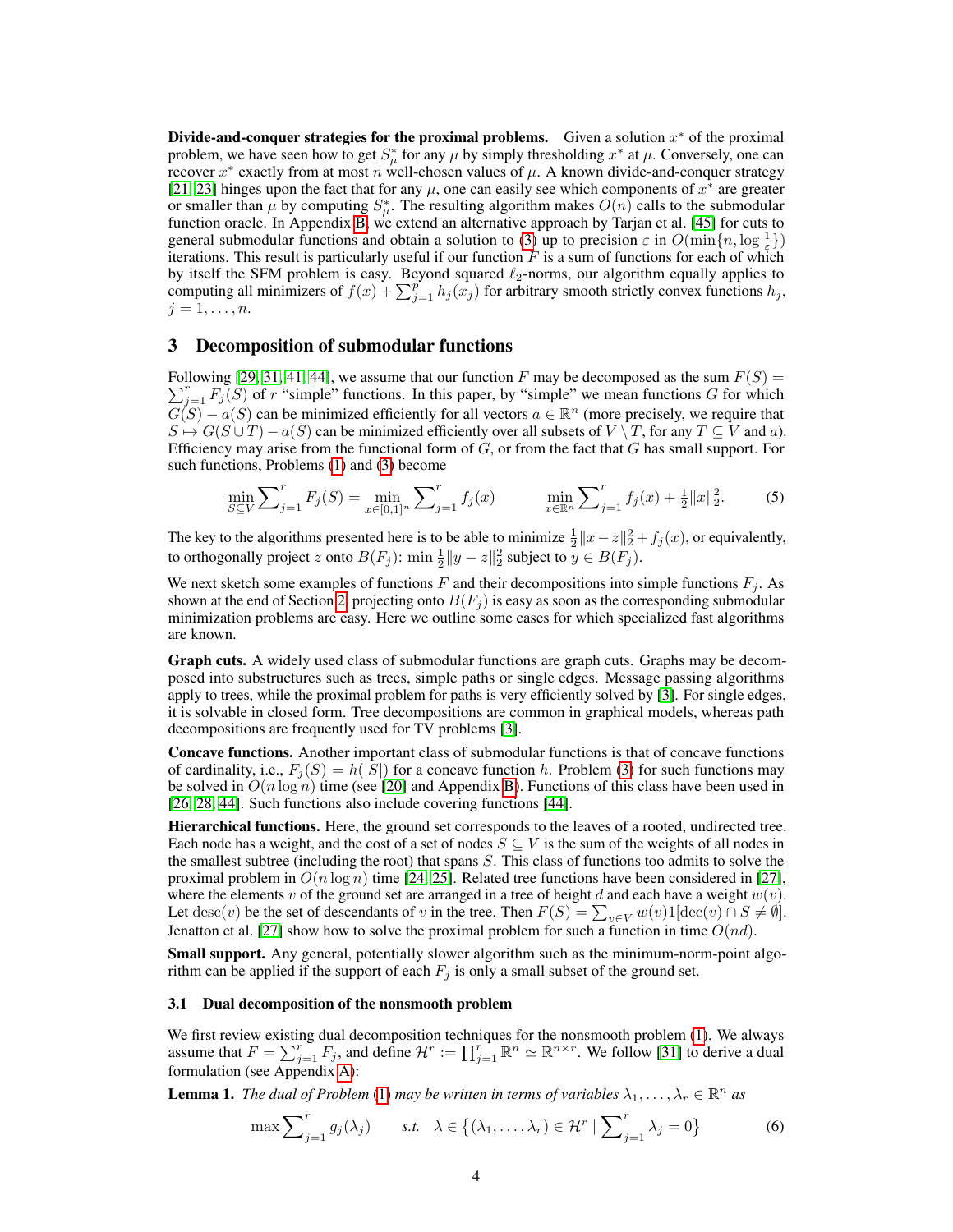**Divide-and-conquer strategies for the proximal problems.** Given a solution $x^*$ of the proximal problem, we have seen how to get $S^*_\mu$ for any $\mu$ by simply thresholding $x^*$ at $\mu$. Conversely, one can recover $x^*$ exactly from at most $n$ well-chosen values of $\mu$. A known divide-and-conquer strategy [21, 23] hinges upon the fact that for any $\mu$, one can easily see which components of $x^*$ are greater or smaller than $\mu$ by computing $S^*_\mu$. The resulting algorithm makes $O(n)$ calls to the submodular function oracle. In Appendix B, we extend an alternative approach by Tarjan et al. [45] for cuts to general submodular functions and obtain a solution to (3) up to precision $\varepsilon$ in $O(\min\{n, \log \frac{1}{\varepsilon}\})$ iterations. This result is particularly useful if our function $F$ is a sum of functions for each of which by itself the SFM problem is easy. Beyond squared $\ell_2$-norms, our algorithm equally applies to computing all minimizers of $f(x) + \sum_{j=1}^{p} h_j(x_j)$ for arbitrary smooth strictly convex functions $h_j$, $j = 1, \ldots, n$.

## 3 Decomposition of submodular functions

Following [29, 31, 41, 44], we assume that our function $F$ may be decomposed as the sum $F(S) = \sum_{j=1}^{r} F_j(S)$ of $r$ "simple" functions. In this paper, by "simple" we mean functions $G$ for which $G(S) - a(S)$ can be minimized efficiently for all vectors $a \in \mathbb{R}^n$ (more precisely, we require that $S \mapsto G(S \cup T) - a(S)$ can be minimized efficiently over all subsets of $V \setminus T$, for any $T \subseteq V$ and $a$). Efficiency may arise from the functional form of $G$, or from the fact that $G$ has small support. For such functions, Problems (1) and (3) become

$$\min_{S \subseteq V} \sum\nolimits_{j=1}^{r} F_j(S) = \min_{x \in [0,1]^n} \sum\nolimits_{j=1}^{r} f_j(x) \qquad \min_{x \in \mathbb{R}^n} \sum\nolimits_{j=1}^{r} f_j(x) + \tfrac{1}{2}\|x\|_2^2. \tag{5}$$

The key to the algorithms presented here is to be able to minimize $\frac{1}{2}\|x - z\|_2^2 + f_j(x)$, or equivalently, to orthogonally project $z$ onto $B(F_j)$: $\min \frac{1}{2}\|y - z\|_2^2$ subject to $y \in B(F_j)$.

We next sketch some examples of functions $F$ and their decompositions into simple functions $F_j$. As shown at the end of Section 2, projecting onto $B(F_j)$ is easy as soon as the corresponding submodular minimization problems are easy. Here we outline some cases for which specialized fast algorithms are known.

**Graph cuts.** A widely used class of submodular functions are graph cuts. Graphs may be decomposed into substructures such as trees, simple paths or single edges. Message passing algorithms apply to trees, while the proximal problem for paths is very efficiently solved by [3]. For single edges, it is solvable in closed form. Tree decompositions are common in graphical models, whereas path decompositions are frequently used for TV problems [3].

**Concave functions.** Another important class of submodular functions is that of concave functions of cardinality, i.e., $F_j(S) = h(|S|)$ for a concave function $h$. Problem (3) for such functions may be solved in $O(n \log n)$ time (see [20] and Appendix B). Functions of this class have been used in [26, 28, 44]. Such functions also include covering functions [44].

**Hierarchical functions.** Here, the ground set corresponds to the leaves of a rooted, undirected tree. Each node has a weight, and the cost of a set of nodes $S \subseteq V$ is the sum of the weights of all nodes in the smallest subtree (including the root) that spans $S$. This class of functions too admits to solve the proximal problem in $O(n \log n)$ time [24, 25]. Related tree functions have been considered in [27], where the elements $v$ of the ground set are arranged in a tree of height $d$ and each have a weight $w(v)$. Let $\mathrm{desc}(v)$ be the set of descendants of $v$ in the tree. Then $F(S) = \sum_{v \in V} w(v) 1[\mathrm{dec}(v) \cap S \neq \emptyset]$. Jenatton et al. [27] show how to solve the proximal problem for such a function in time $O(nd)$.

**Small support.** Any general, potentially slower algorithm such as the minimum-norm-point algorithm can be applied if the support of each $F_j$ is only a small subset of the ground set.

### 3.1 Dual decomposition of the nonsmooth problem

We first review existing dual decomposition techniques for the nonsmooth problem (1). We always assume that $F = \sum_{j=1}^{r} F_j$, and define $\mathcal{H}^r := \prod_{j=1}^{r} \mathbb{R}^n \simeq \mathbb{R}^{n \times r}$. We follow [31] to derive a dual formulation (see Appendix A):

**Lemma 1.** *The dual of Problem (1) may be written in terms of variables $\lambda_1, \ldots, \lambda_r \in \mathbb{R}^n$ as*

$$\max \sum\nolimits_{j=1}^{r} g_j(\lambda_j) \qquad \text{s.t.} \quad \lambda \in \left\{ (\lambda_1, \ldots, \lambda_r) \in \mathcal{H}^r \mid \sum\nolimits_{j=1}^{r} \lambda_j = 0 \right\} \tag{6}$$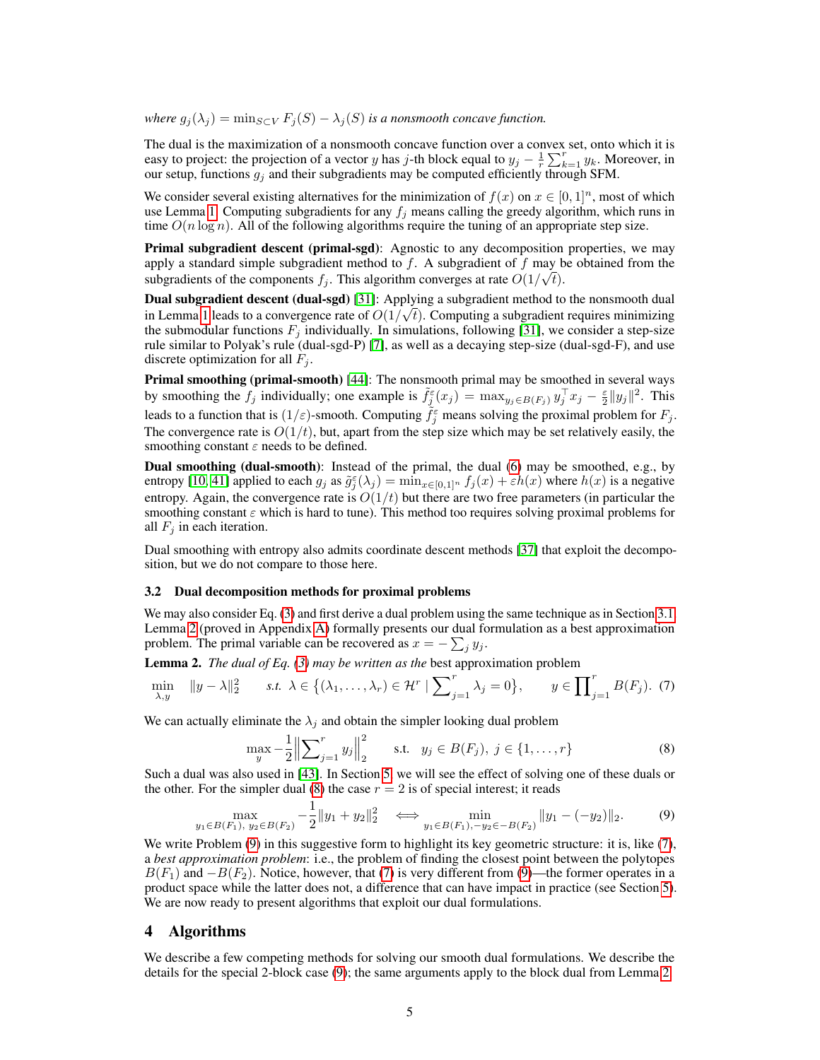*where $g_j(\lambda_j) = \min_{S \subset V} F_j(S) - \lambda_j(S)$ is a nonsmooth concave function.*

The dual is the maximization of a nonsmooth concave function over a convex set, onto which it is easy to project: the projection of a vector $y$ has $j$-th block equal to $y_j - \frac{1}{r}\sum_{k=1}^{r} y_k$. Moreover, in our setup, functions $g_j$ and their subgradients may be computed efficiently through SFM.

We consider several existing alternatives for the minimization of $f(x)$ on $x \in [0,1]^n$, most of which use Lemma 1. Computing subgradients for any $f_j$ means calling the greedy algorithm, which runs in time $O(n \log n)$. All of the following algorithms require the tuning of an appropriate step size.

**Primal subgradient descent (primal-sgd)**: Agnostic to any decomposition properties, we may apply a standard simple subgradient method to $f$. A subgradient of $f$ may be obtained from the subgradients of the components $f_j$. This algorithm converges at rate $O(1/\sqrt{t})$.

**Dual subgradient descent (dual-sgd)** [31]: Applying a subgradient method to the nonsmooth dual in Lemma 1 leads to a convergence rate of $O(1/\sqrt{t})$. Computing a subgradient requires minimizing the submodular functions $F_j$ individually. In simulations, following [31], we consider a step-size rule similar to Polyak's rule (dual-sgd-P) [7], as well as a decaying step-size (dual-sgd-F), and use discrete optimization for all $F_j$.

**Primal smoothing (primal-smooth)** [44]: The nonsmooth primal may be smoothed in several ways by smoothing the $f_j$ individually; one example is $\tilde{f}_j^{\varepsilon}(x_j) = \max_{y_j \in B(F_j)} y_j^\top x_j - \frac{\varepsilon}{2}\|y_j\|^2$. This leads to a function that is $(1/\varepsilon)$-smooth. Computing $\tilde{f}_j^{\varepsilon}$ means solving the proximal problem for $F_j$. The convergence rate is $O(1/t)$, but, apart from the step size which may be set relatively easily, the smoothing constant $\varepsilon$ needs to be defined.

**Dual smoothing (dual-smooth)**: Instead of the primal, the dual (6) may be smoothed, e.g., by entropy [10, 41] applied to each $g_j$ as $\tilde{g}_j^{\varepsilon}(\lambda_j) = \min_{x \in [0,1]^n} f_j(x) + \varepsilon h(x)$ where $h(x)$ is a negative entropy. Again, the convergence rate is $O(1/t)$ but there are two free parameters (in particular the smoothing constant $\varepsilon$ which is hard to tune). This method too requires solving proximal problems for all $F_j$ in each iteration.

Dual smoothing with entropy also admits coordinate descent methods [37] that exploit the decomposition, but we do not compare to those here.

### 3.2 Dual decomposition methods for proximal problems

We may also consider Eq. (3) and first derive a dual problem using the same technique as in Section 3.1. Lemma 2 (proved in Appendix A) formally presents our dual formulation as a best approximation problem. The primal variable can be recovered as $x = -\sum_j y_j$.

**Lemma 2.** *The dual of Eq. (3) may be written as the* best approximation problem

$$\min_{\lambda, y} \quad \|y - \lambda\|_2^2 \qquad \text{s.t.} \;\; \lambda \in \Big\{(\lambda_1, \ldots, \lambda_r) \in \mathcal{H}^r \mid \sum_{j=1}^{r} \lambda_j = 0\Big\}, \qquad y \in \prod_{j=1}^{r} B(F_j). \quad (7)$$

We can actually eliminate the $\lambda_j$ and obtain the simpler looking dual problem

$$\max_{y} -\frac{1}{2}\Big\|\sum_{j=1}^{r} y_j\Big\|_2^2 \qquad \text{s.t.} \quad y_j \in B(F_j),\; j \in \{1, \ldots, r\} \quad (8)$$

Such a dual was also used in [43]. In Section 5, we will see the effect of solving one of these duals or the other. For the simpler dual (8) the case $r = 2$ is of special interest; it reads

$$\max_{y_1 \in B(F_1),\; y_2 \in B(F_2)} -\frac{1}{2}\|y_1 + y_2\|_2^2 \quad \Longleftrightarrow \quad \min_{y_1 \in B(F_1), -y_2 \in -B(F_2)} \|y_1 - (-y_2)\|_2. \quad (9)$$

We write Problem (9) in this suggestive form to highlight its key geometric structure: it is, like (7), a *best approximation problem*: i.e., the problem of finding the closest point between the polytopes $B(F_1)$ and $-B(F_2)$. Notice, however, that (7) is very different from (9)—the former operates in a product space while the latter does not, a difference that can have impact in practice (see Section 5). We are now ready to present algorithms that exploit our dual formulations.

## 4 Algorithms

We describe a few competing methods for solving our smooth dual formulations. We describe the details for the special 2-block case (9); the same arguments apply to the block dual from Lemma 2.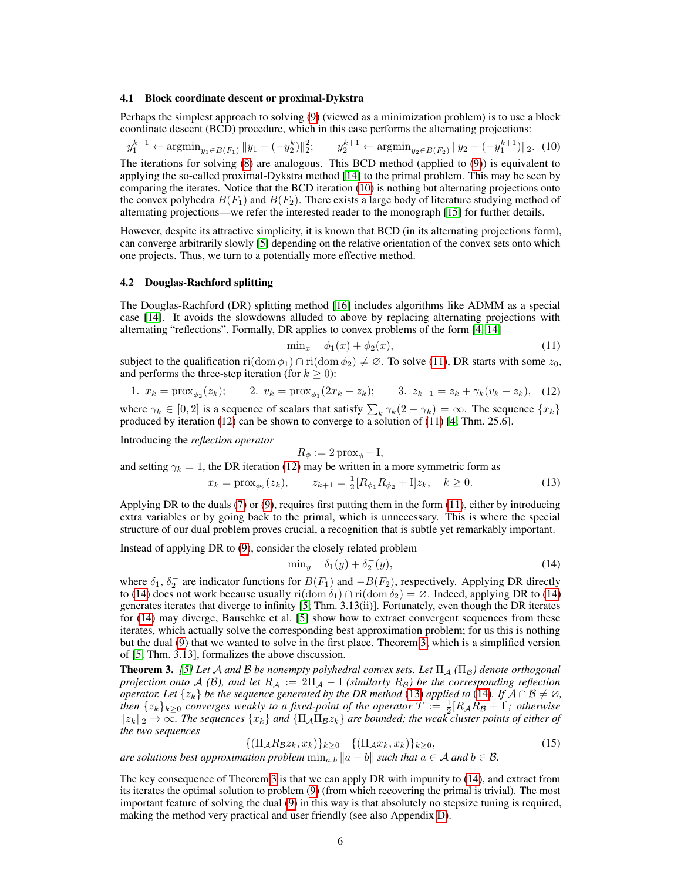### 4.1 Block coordinate descent or proximal-Dykstra

Perhaps the simplest approach to solving (9) (viewed as a minimization problem) is to use a block coordinate descent (BCD) procedure, which in this case performs the alternating projections:

$$y_1^{k+1} \leftarrow \operatorname{argmin}_{y_1 \in B(F_1)} \|y_1 - (-y_2^k)\|_2^2; \qquad y_2^{k+1} \leftarrow \operatorname{argmin}_{y_2 \in B(F_2)} \|y_2 - (-y_1^{k+1})\|_2. \quad (10)$$

The iterations for solving (8) are analogous. This BCD method (applied to (9)) is equivalent to applying the so-called proximal-Dykstra method [14] to the primal problem. This may be seen by comparing the iterates. Notice that the BCD iteration (10) is nothing but alternating projections onto the convex polyhedra $B(F_1)$ and $B(F_2)$. There exists a large body of literature studying method of alternating projections—we refer the interested reader to the monograph [15] for further details.

However, despite its attractive simplicity, it is known that BCD (in its alternating projections form), can converge arbitrarily slowly [5] depending on the relative orientation of the convex sets onto which one projects. Thus, we turn to a potentially more effective method.

### 4.2 Douglas-Rachford splitting

The Douglas-Rachford (DR) splitting method [16] includes algorithms like ADMM as a special case [14]. It avoids the slowdowns alluded to above by replacing alternating projections with alternating "reflections". Formally, DR applies to convex problems of the form [4, 14]

$$\min_x \quad \phi_1(x) + \phi_2(x), \quad (11)$$

subject to the qualification $\operatorname{ri}(\operatorname{dom}\phi_1) \cap \operatorname{ri}(\operatorname{dom}\phi_2) \neq \varnothing$. To solve (11), DR starts with some $z_0$, and performs the three-step iteration (for $k \geq 0$):

$$1.\ x_k = \operatorname{prox}_{\phi_2}(z_k); \qquad 2.\ v_k = \operatorname{prox}_{\phi_1}(2x_k - z_k); \qquad 3.\ z_{k+1} = z_k + \gamma_k(v_k - z_k), \quad (12)$$

where $\gamma_k \in [0, 2]$ is a sequence of scalars that satisfy $\sum_k \gamma_k(2 - \gamma_k) = \infty$. The sequence $\{x_k\}$ produced by iteration (12) can be shown to converge to a solution of (11) [4, Thm. 25.6].

Introducing the *reflection operator*

$$R_\phi := 2\operatorname{prox}_\phi - \mathrm{I},$$

and setting $\gamma_k = 1$, the DR iteration (12) may be written in a more symmetric form as

$$x_k = \operatorname{prox}_{\phi_2}(z_k), \qquad z_{k+1} = \tfrac{1}{2}[R_{\phi_1}R_{\phi_2} + \mathrm{I}]z_k, \quad k \geq 0. \quad (13)$$

Applying DR to the duals (7) or (9), requires first putting them in the form (11), either by introducing extra variables or by going back to the primal, which is unnecessary. This is where the special structure of our dual problem proves crucial, a recognition that is subtle yet remarkably important.

Instead of applying DR to (9), consider the closely related problem

$$\min_y \quad \delta_1(y) + \delta_2^-(y), \quad (14)$$

where $\delta_1$, $\delta_2^-$ are indicator functions for $B(F_1)$ and $-B(F_2)$, respectively. Applying DR directly to (14) does not work because usually $\operatorname{ri}(\operatorname{dom}\delta_1) \cap \operatorname{ri}(\operatorname{dom}\delta_2) = \varnothing$. Indeed, applying DR to (14) generates iterates that diverge to infinity [5, Thm. 3.13(ii)]. Fortunately, even though the DR iterates for (14) may diverge, Bauschke et al. [5] show how to extract convergent sequences from these iterates, which actually solve the corresponding best approximation problem; for us this is nothing but the dual (9) that we wanted to solve in the first place. Theorem 3, which is a simplified version of [5, Thm. 3.13], formalizes the above discussion.

**Theorem 3.** *[5] Let $\mathcal{A}$ and $\mathcal{B}$ be nonempty polyhedral convex sets. Let $\Pi_{\mathcal{A}}$ ($\Pi_{\mathcal{B}}$) denote orthogonal projection onto $\mathcal{A}$ ($\mathcal{B}$), and let $R_{\mathcal{A}} := 2\Pi_{\mathcal{A}} - \mathrm{I}$ (similarly $R_{\mathcal{B}}$) be the corresponding reflection operator. Let $\{z_k\}$ be the sequence generated by the DR method (13) applied to (14). If $\mathcal{A} \cap \mathcal{B} \neq \varnothing$, then $\{z_k\}_{k\geq 0}$ converges weakly to a fixed-point of the operator $T := \frac{1}{2}[R_{\mathcal{A}}R_{\mathcal{B}} + \mathrm{I}]$; otherwise $\|z_k\|_2 \to \infty$. The sequences $\{x_k\}$ and $\{\Pi_{\mathcal{A}}\Pi_{\mathcal{B}}z_k\}$ are bounded; the weak cluster points of either of the two sequences*

$$\{(\Pi_{\mathcal{A}}R_{\mathcal{B}}z_k, x_k)\}_{k\geq 0} \quad \{(\Pi_{\mathcal{A}}x_k, x_k)\}_{k\geq 0}, \quad (15)$$

*are solutions best approximation problem $\min_{a,b} \|a - b\|$ such that $a \in \mathcal{A}$ and $b \in \mathcal{B}$.*

The key consequence of Theorem 3 is that we can apply DR with impunity to (14), and extract from its iterates the optimal solution to problem (9) (from which recovering the primal is trivial). The most important feature of solving the dual (9) in this way is that absolutely no stepsize tuning is required, making the method very practical and user friendly (see also Appendix D).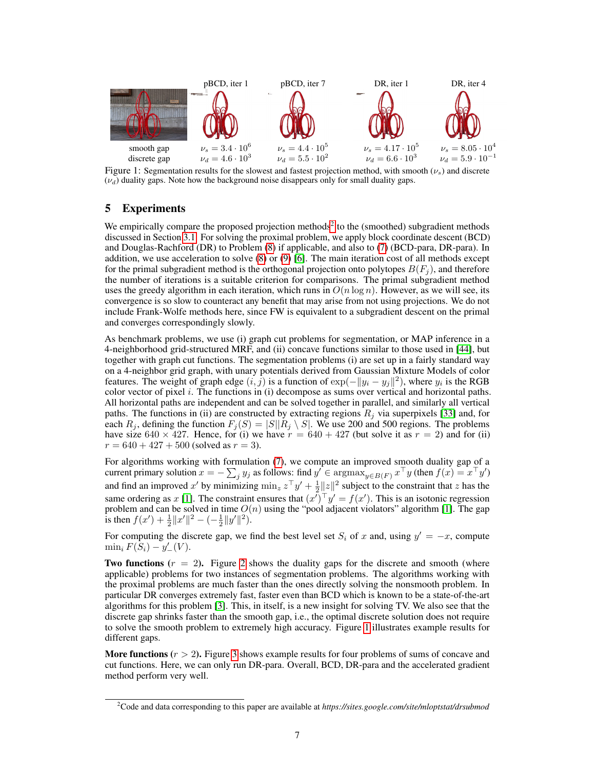| | pBCD, iter 1 | pBCD, iter 7 | DR, iter 1 | DR, iter 4 |
|---|---|---|---|---|
| smooth gap | $\nu_s = 3.4 \cdot 10^6$ | $\nu_s = 4.4 \cdot 10^5$ | $\nu_s = 4.17 \cdot 10^5$ | $\nu_s = 8.05 \cdot 10^4$ |
| discrete gap | $\nu_d = 4.6 \cdot 10^3$ | $\nu_d = 5.5 \cdot 10^2$ | $\nu_d = 6.6 \cdot 10^3$ | $\nu_d = 5.9 \cdot 10^{-1}$ |

Figure 1: Segmentation results for the slowest and fastest projection method, with smooth ($\nu_s$) and discrete ($\nu_d$) duality gaps. Note how the background noise disappears only for small duality gaps.

## 5 Experiments

We empirically compare the proposed projection methods[2] to the (smoothed) subgradient methods discussed in Section 3.1. For solving the proximal problem, we apply block coordinate descent (BCD) and Douglas-Rachford (DR) to Problem (8) if applicable, and also to (7) (BCD-para, DR-para). In addition, we use acceleration to solve (8) or (9) [6]. The main iteration cost of all methods except for the primal subgradient method is the orthogonal projection onto polytopes $B(F_j)$, and therefore the number of iterations is a suitable criterion for comparisons. The primal subgradient method uses the greedy algorithm in each iteration, which runs in $O(n \log n)$. However, as we will see, its convergence is so slow to counteract any benefit that may arise from not using projections. We do not include Frank-Wolfe methods here, since FW is equivalent to a subgradient descent on the primal and converges correspondingly slowly.

As benchmark problems, we use (i) graph cut problems for segmentation, or MAP inference in a 4-neighborhood grid-structured MRF, and (ii) concave functions similar to those used in [44], but together with graph cut functions. The segmentation problems (i) are set up in a fairly standard way on a 4-neighbor grid graph, with unary potentials derived from Gaussian Mixture Models of color features. The weight of graph edge $(i, j)$ is a function of $\exp(-\|y_i - y_j\|^2)$, where $y_i$ is the RGB color vector of pixel $i$. The functions in (i) decompose as sums over vertical and horizontal paths. All horizontal paths are independent and can be solved together in parallel, and similarly all vertical paths. The functions in (ii) are constructed by extracting regions $R_j$ via superpixels [33] and, for each $R_j$, defining the function $F_j(S) = |S||R_j \setminus S|$. We use 200 and 500 regions. The problems have size $640 \times 427$. Hence, for (i) we have $r = 640 + 427$ (but solve it as $r = 2$) and for (ii) $r = 640 + 427 + 500$ (solved as $r = 3$).

For algorithms working with formulation (7), we compute an improved smooth duality gap of a current primary solution $x = -\sum_j y_j$ as follows: find $y' \in \operatorname{argmax}_{y \in B(F)} x^\top y$ (then $f(x) = x^\top y'$) and find an improved $x'$ by minimizing $\min_z z^\top y' + \frac{1}{2}\|z\|^2$ subject to the constraint that $z$ has the same ordering as $x$ [1]. The constraint ensures that $(x')^\top y' = f(x')$. This is an isotonic regression problem and can be solved in time $O(n)$ using the "pool adjacent violators" algorithm [1]. The gap is then $f(x') + \frac{1}{2}\|x'\|^2 - (-\frac{1}{2}\|y'\|^2)$.

For computing the discrete gap, we find the best level set $S_i$ of $x$ and, using $y' = -x$, compute $\min_i F(S_i) - y'_-(V)$.

**Two functions** ($r = 2$). Figure 2 shows the duality gaps for the discrete and smooth (where applicable) problems for two instances of segmentation problems. The algorithms working with the proximal problems are much faster than the ones directly solving the nonsmooth problem. In particular DR converges extremely fast, faster even than BCD which is known to be a state-of-the-art algorithms for this problem [3]. This, in itself, is a new insight for solving TV. We also see that the discrete gap shrinks faster than the smooth gap, i.e., the optimal discrete solution does not require to solve the smooth problem to extremely high accuracy. Figure 1 illustrates example results for different gaps.

**More functions** ($r > 2$). Figure 3 shows example results for four problems of sums of concave and cut functions. Here, we can only run DR-para. Overall, BCD, DR-para and the accelerated gradient method perform very well.

[2] Code and data corresponding to this paper are available at *https://sites.google.com/site/mloptstat/drsubmod*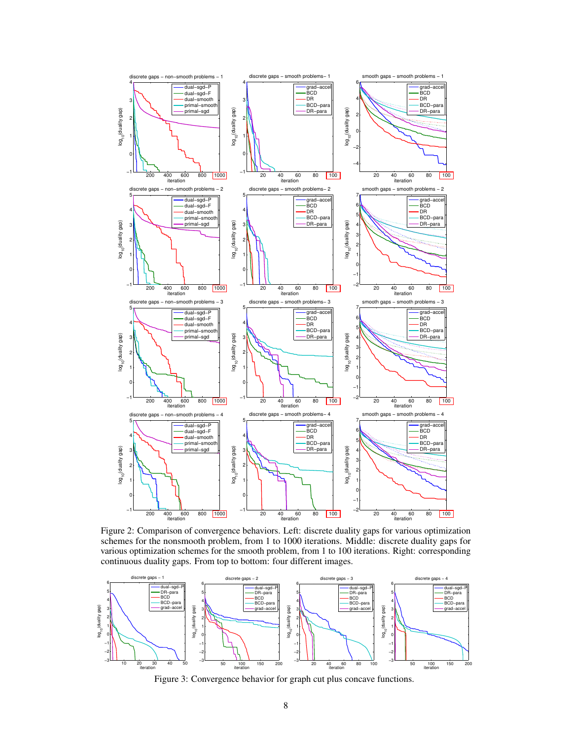Figure 2: Comparison of convergence behaviors. Left: discrete duality gaps for various optimization schemes for the nonsmooth problem, from 1 to 1000 iterations. Middle: discrete duality gaps for various optimization schemes for the smooth problem, from 1 to 100 iterations. Right: corresponding continuous duality gaps. From top to bottom: four different images.

Figure 3: Convergence behavior for graph cut plus concave functions.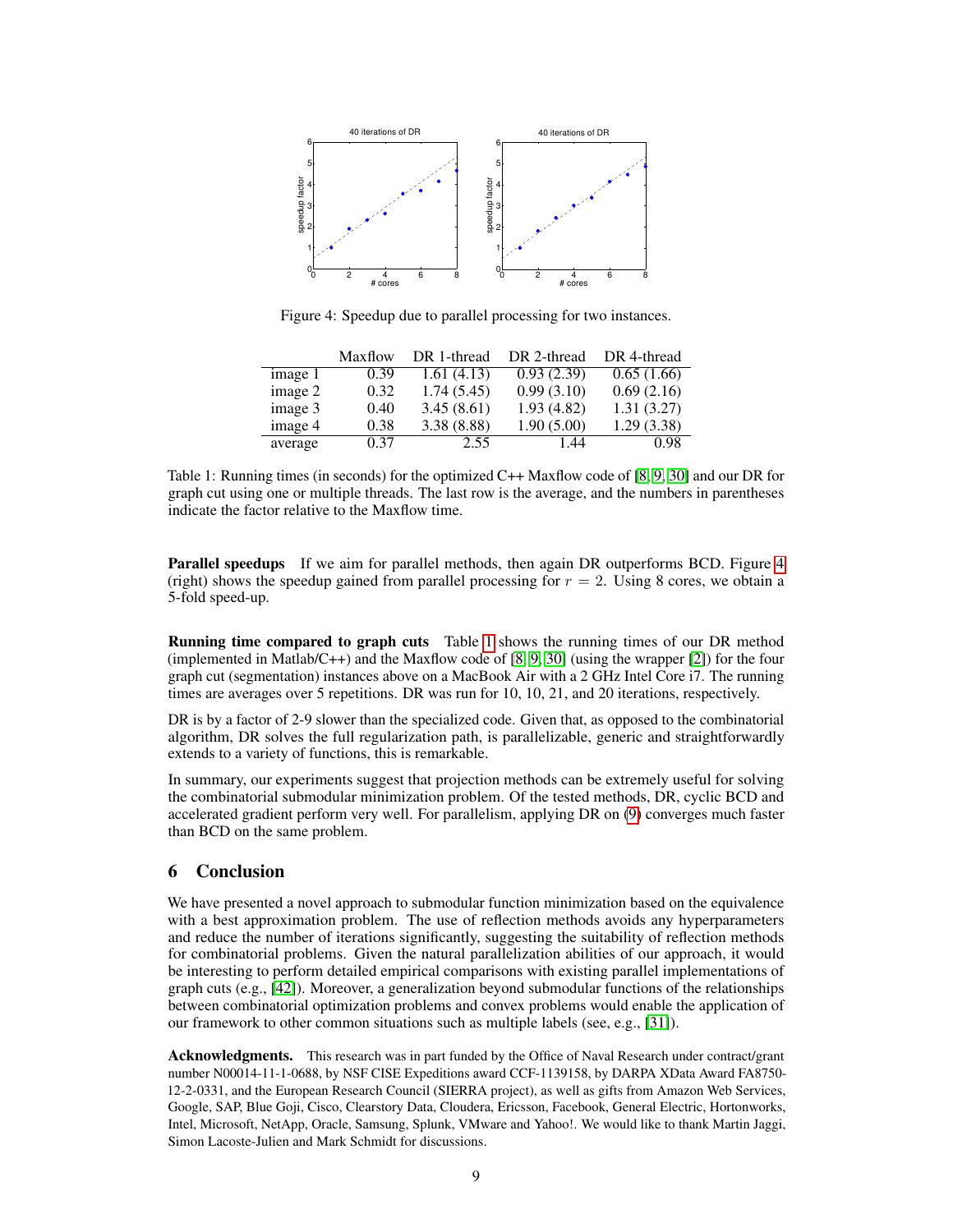Figure 4: Speedup due to parallel processing for two instances.

| | Maxflow | DR 1-thread | DR 2-thread | DR 4-thread |
|---|---|---|---|---|
| image 1 | 0.39 | 1.61 (4.13) | 0.93 (2.39) | 0.65 (1.66) |
| image 2 | 0.32 | 1.74 (5.45) | 0.99 (3.10) | 0.69 (2.16) |
| image 3 | 0.40 | 3.45 (8.61) | 1.93 (4.82) | 1.31 (3.27) |
| image 4 | 0.38 | 3.38 (8.88) | 1.90 (5.00) | 1.29 (3.38) |
| average | 0.37 | 2.55 | 1.44 | 0.98 |

Table 1: Running times (in seconds) for the optimized C++ Maxflow code of [8, 9, 30] and our DR for graph cut using one or multiple threads. The last row is the average, and the numbers in parentheses indicate the factor relative to the Maxflow time.

**Parallel speedups** If we aim for parallel methods, then again DR outperforms BCD. Figure 4 (right) shows the speedup gained from parallel processing for $r = 2$. Using 8 cores, we obtain a 5-fold speed-up.

**Running time compared to graph cuts** Table 1 shows the running times of our DR method (implemented in Matlab/C++) and the Maxflow code of [8, 9, 30] (using the wrapper [2]) for the four graph cut (segmentation) instances above on a MacBook Air with a 2 GHz Intel Core i7. The running times are averages over 5 repetitions. DR was run for 10, 10, 21, and 20 iterations, respectively.

DR is by a factor of 2-9 slower than the specialized code. Given that, as opposed to the combinatorial algorithm, DR solves the full regularization path, is parallelizable, generic and straightforwardly extends to a variety of functions, this is remarkable.

In summary, our experiments suggest that projection methods can be extremely useful for solving the combinatorial submodular minimization problem. Of the tested methods, DR, cyclic BCD and accelerated gradient perform very well. For parallelism, applying DR on (9) converges much faster than BCD on the same problem.

## 6 Conclusion

We have presented a novel approach to submodular function minimization based on the equivalence with a best approximation problem. The use of reflection methods avoids any hyperparameters and reduce the number of iterations significantly, suggesting the suitability of reflection methods for combinatorial problems. Given the natural parallelization abilities of our approach, it would be interesting to perform detailed empirical comparisons with existing parallel implementations of graph cuts (e.g., [42]). Moreover, a generalization beyond submodular functions of the relationships between combinatorial optimization problems and convex problems would enable the application of our framework to other common situations such as multiple labels (see, e.g., [31]).

**Acknowledgments.** This research was in part funded by the Office of Naval Research under contract/grant number N00014-11-1-0688, by NSF CISE Expeditions award CCF-1139158, by DARPA XData Award FA8750-12-2-0331, and the European Research Council (SIERRA project), as well as gifts from Amazon Web Services, Google, SAP, Blue Goji, Cisco, Clearstory Data, Cloudera, Ericsson, Facebook, General Electric, Hortonworks, Intel, Microsoft, NetApp, Oracle, Samsung, Splunk, VMware and Yahoo!. We would like to thank Martin Jaggi, Simon Lacoste-Julien and Mark Schmidt for discussions.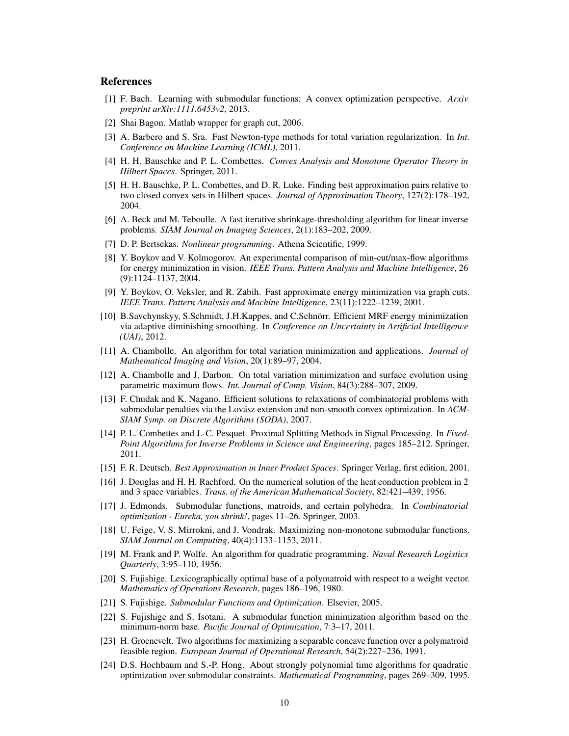## References

[1] F. Bach. Learning with submodular functions: A convex optimization perspective. *Arxiv preprint arXiv:1111.6453v2*, 2013.

[2] Shai Bagon. Matlab wrapper for graph cut, 2006.

[3] A. Barbero and S. Sra. Fast Newton-type methods for total variation regularization. In *Int. Conference on Machine Learning (ICML)*, 2011.

[4] H. H. Bauschke and P. L. Combettes. *Convex Analysis and Monotone Operator Theory in Hilbert Spaces*. Springer, 2011.

[5] H. H. Bauschke, P. L. Combettes, and D. R. Luke. Finding best approximation pairs relative to two closed convex sets in Hilbert spaces. *Journal of Approximation Theory*, 127(2):178–192, 2004.

[6] A. Beck and M. Teboulle. A fast iterative shrinkage-thresholding algorithm for linear inverse problems. *SIAM Journal on Imaging Sciences*, 2(1):183–202, 2009.

[7] D. P. Bertsekas. *Nonlinear programming*. Athena Scientific, 1999.

[8] Y. Boykov and V. Kolmogorov. An experimental comparison of min-cut/max-flow algorithms for energy minimization in vision. *IEEE Trans. Pattern Analysis and Machine Intelligence*, 26 (9):1124–1137, 2004.

[9] Y. Boykov, O. Veksler, and R. Zabih. Fast approximate energy minimization via graph cuts. *IEEE Trans. Pattern Analysis and Machine Intelligence*, 23(11):1222–1239, 2001.

[10] B.Savchynskyy, S.Schmidt, J.H.Kappes, and C.Schnörr. Efficient MRF energy minimization via adaptive diminishing smoothing. In *Conference on Uncertainty in Artificial Intelligence (UAI)*, 2012.

[11] A. Chambolle. An algorithm for total variation minimization and applications. *Journal of Mathematical Imaging and Vision*, 20(1):89–97, 2004.

[12] A. Chambolle and J. Darbon. On total variation minimization and surface evolution using parametric maximum flows. *Int. Journal of Comp. Vision*, 84(3):288–307, 2009.

[13] F. Chudak and K. Nagano. Efficient solutions to relaxations of combinatorial problems with submodular penalties via the Lovász extension and non-smooth convex optimization. In *ACM-SIAM Symp. on Discrete Algorithms (SODA)*, 2007.

[14] P. L. Combettes and J.-C. Pesquet. Proximal Splitting Methods in Signal Processing. In *Fixed-Point Algorithms for Inverse Problems in Science and Engineering*, pages 185–212. Springer, 2011.

[15] F. R. Deutsch. *Best Approximation in Inner Product Spaces*. Springer Verlag, first edition, 2001.

[16] J. Douglas and H. H. Rachford. On the numerical solution of the heat conduction problem in 2 and 3 space variables. *Trans. of the American Mathematical Society*, 82:421–439, 1956.

[17] J. Edmonds. Submodular functions, matroids, and certain polyhedra. In *Combinatorial optimization - Eureka, you shrink!*, pages 11–26. Springer, 2003.

[18] U. Feige, V. S. Mirrokni, and J. Vondrak. Maximizing non-monotone submodular functions. *SIAM Journal on Computing*, 40(4):1133–1153, 2011.

[19] M. Frank and P. Wolfe. An algorithm for quadratic programming. *Naval Research Logistics Quarterly*, 3:95–110, 1956.

[20] S. Fujishige. Lexicographically optimal base of a polymatroid with respect to a weight vector. *Mathematics of Operations Research*, pages 186–196, 1980.

[21] S. Fujishige. *Submodular Functions and Optimization*. Elsevier, 2005.

[22] S. Fujishige and S. Isotani. A submodular function minimization algorithm based on the minimum-norm base. *Pacific Journal of Optimization*, 7:3–17, 2011.

[23] H. Groenevelt. Two algorithms for maximizing a separable concave function over a polymatroid feasible region. *European Journal of Operational Research*, 54(2):227–236, 1991.

[24] D.S. Hochbaum and S.-P. Hong. About strongly polynomial time algorithms for quadratic optimization over submodular constraints. *Mathematical Programming*, pages 269–309, 1995.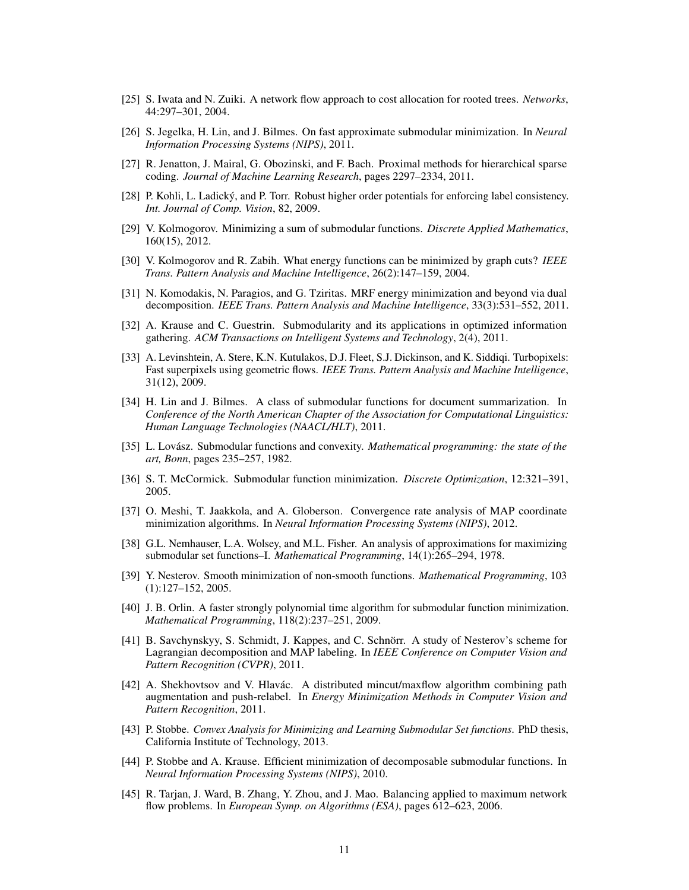[25] S. Iwata and N. Zuiki. A network flow approach to cost allocation for rooted trees. *Networks*, 44:297–301, 2004.

[26] S. Jegelka, H. Lin, and J. Bilmes. On fast approximate submodular minimization. In *Neural Information Processing Systems (NIPS)*, 2011.

[27] R. Jenatton, J. Mairal, G. Obozinski, and F. Bach. Proximal methods for hierarchical sparse coding. *Journal of Machine Learning Research*, pages 2297–2334, 2011.

[28] P. Kohli, L. Ladický, and P. Torr. Robust higher order potentials for enforcing label consistency. *Int. Journal of Comp. Vision*, 82, 2009.

[29] V. Kolmogorov. Minimizing a sum of submodular functions. *Discrete Applied Mathematics*, 160(15), 2012.

[30] V. Kolmogorov and R. Zabih. What energy functions can be minimized by graph cuts? *IEEE Trans. Pattern Analysis and Machine Intelligence*, 26(2):147–159, 2004.

[31] N. Komodakis, N. Paragios, and G. Tziritas. MRF energy minimization and beyond via dual decomposition. *IEEE Trans. Pattern Analysis and Machine Intelligence*, 33(3):531–552, 2011.

[32] A. Krause and C. Guestrin. Submodularity and its applications in optimized information gathering. *ACM Transactions on Intelligent Systems and Technology*, 2(4), 2011.

[33] A. Levinshtein, A. Stere, K.N. Kutulakos, D.J. Fleet, S.J. Dickinson, and K. Siddiqi. Turbopixels: Fast superpixels using geometric flows. *IEEE Trans. Pattern Analysis and Machine Intelligence*, 31(12), 2009.

[34] H. Lin and J. Bilmes. A class of submodular functions for document summarization. In *Conference of the North American Chapter of the Association for Computational Linguistics: Human Language Technologies (NAACL/HLT)*, 2011.

[35] L. Lovász. Submodular functions and convexity. *Mathematical programming: the state of the art, Bonn*, pages 235–257, 1982.

[36] S. T. McCormick. Submodular function minimization. *Discrete Optimization*, 12:321–391, 2005.

[37] O. Meshi, T. Jaakkola, and A. Globerson. Convergence rate analysis of MAP coordinate minimization algorithms. In *Neural Information Processing Systems (NIPS)*, 2012.

[38] G.L. Nemhauser, L.A. Wolsey, and M.L. Fisher. An analysis of approximations for maximizing submodular set functions–I. *Mathematical Programming*, 14(1):265–294, 1978.

[39] Y. Nesterov. Smooth minimization of non-smooth functions. *Mathematical Programming*, 103 (1):127–152, 2005.

[40] J. B. Orlin. A faster strongly polynomial time algorithm for submodular function minimization. *Mathematical Programming*, 118(2):237–251, 2009.

[41] B. Savchynskyy, S. Schmidt, J. Kappes, and C. Schnörr. A study of Nesterov's scheme for Lagrangian decomposition and MAP labeling. In *IEEE Conference on Computer Vision and Pattern Recognition (CVPR)*, 2011.

[42] A. Shekhovtsov and V. Hlavác. A distributed mincut/maxflow algorithm combining path augmentation and push-relabel. In *Energy Minimization Methods in Computer Vision and Pattern Recognition*, 2011.

[43] P. Stobbe. *Convex Analysis for Minimizing and Learning Submodular Set functions*. PhD thesis, California Institute of Technology, 2013.

[44] P. Stobbe and A. Krause. Efficient minimization of decomposable submodular functions. In *Neural Information Processing Systems (NIPS)*, 2010.

[45] R. Tarjan, J. Ward, B. Zhang, Y. Zhou, and J. Mao. Balancing applied to maximum network flow problems. In *European Symp. on Algorithms (ESA)*, pages 612–623, 2006.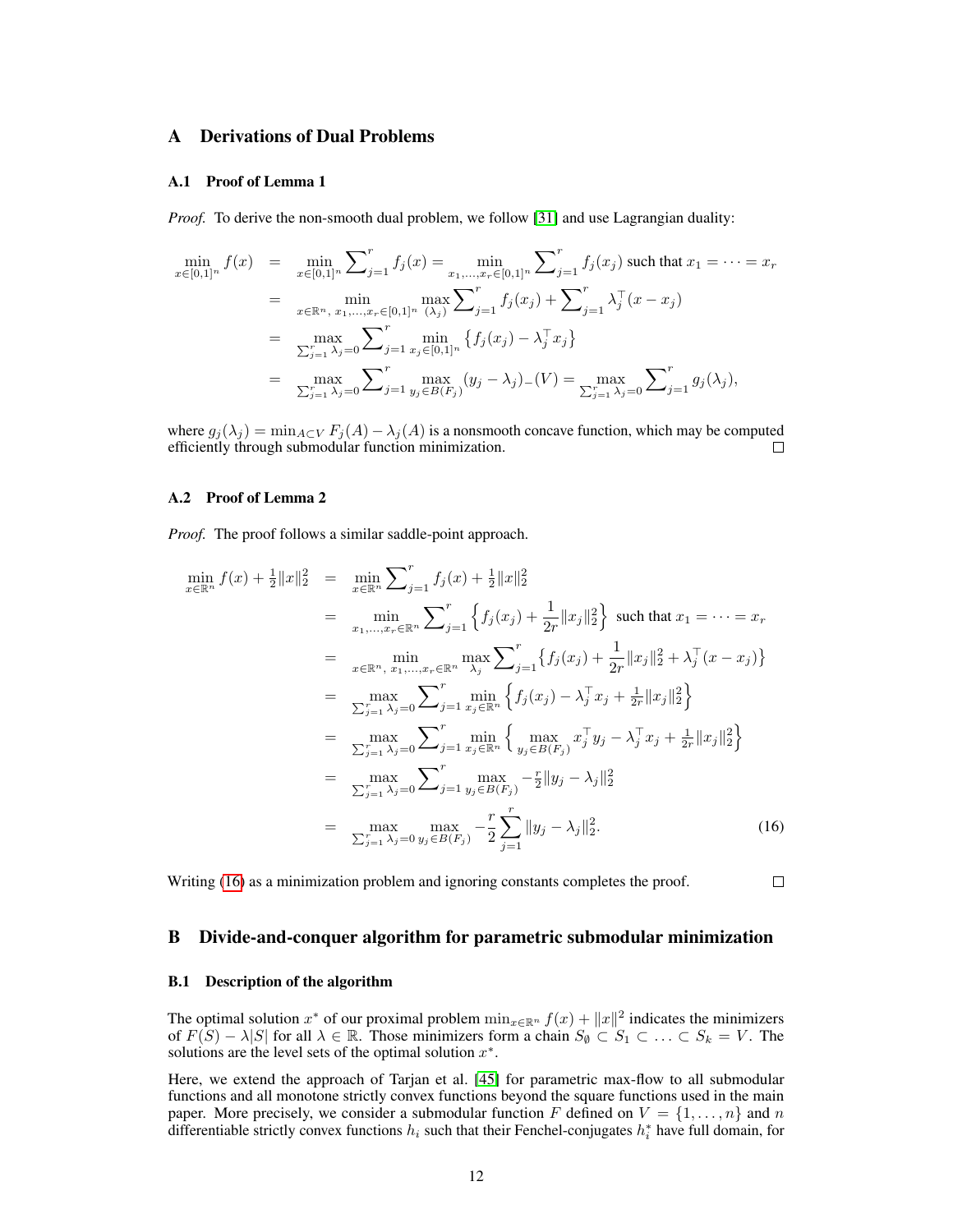# A Derivations of Dual Problems

## A.1 Proof of Lemma 1

*Proof.* To derive the non-smooth dual problem, we follow [31] and use Lagrangian duality:

$$
\begin{aligned}
\min_{x\in[0,1]^n} f(x) &= \min_{x\in[0,1]^n} \sum\nolimits_{j=1}^r f_j(x) = \min_{x_1,\dots,x_r\in[0,1]^n} \sum\nolimits_{j=1}^r f_j(x_j) \text{ such that } x_1=\dots=x_r \\
&= \min_{x\in\mathbb{R}^n,\ x_1,\dots,x_r\in[0,1]^n} \max_{(\lambda_j)} \sum\nolimits_{j=1}^r f_j(x_j) + \sum\nolimits_{j=1}^r \lambda_j^\top (x-x_j) \\
&= \max_{\sum_{j=1}^r \lambda_j = 0} \sum\nolimits_{j=1}^r \min_{x_j\in[0,1]^n} \left\{ f_j(x_j) - \lambda_j^\top x_j \right\} \\
&= \max_{\sum_{j=1}^r \lambda_j = 0} \sum\nolimits_{j=1}^r \max_{y_j\in B(F_j)} (y_j-\lambda_j)_-(V) = \max_{\sum_{j=1}^r \lambda_j = 0} \sum\nolimits_{j=1}^r g_j(\lambda_j),
\end{aligned}
$$

where $g_j(\lambda_j) = \min_{A\subset V} F_j(A) - \lambda_j(A)$ is a nonsmooth concave function, which may be computed efficiently through submodular function minimization. $\square$

## A.2 Proof of Lemma 2

*Proof.* The proof follows a similar saddle-point approach.

$$
\begin{aligned}
\min_{x\in\mathbb{R}^n} f(x) + \tfrac{1}{2}\|x\|_2^2 &= \min_{x\in\mathbb{R}^n} \sum\nolimits_{j=1}^r f_j(x) + \tfrac{1}{2}\|x\|_2^2 \\
&= \min_{x_1,\dots,x_r\in\mathbb{R}^n} \sum\nolimits_{j=1}^r \left\{ f_j(x_j) + \frac{1}{2r}\|x_j\|_2^2 \right\} \text{ such that } x_1=\dots=x_r \\
&= \min_{x\in\mathbb{R}^n,\ x_1,\dots,x_r\in\mathbb{R}^n} \max_{\lambda_j} \sum\nolimits_{j=1}^r \left\{ f_j(x_j) + \frac{1}{2r}\|x_j\|_2^2 + \lambda_j^\top (x-x_j) \right\} \\
&= \max_{\sum_{j=1}^r \lambda_j = 0} \sum\nolimits_{j=1}^r \min_{x_j\in\mathbb{R}^n} \left\{ f_j(x_j) - \lambda_j^\top x_j + \tfrac{1}{2r}\|x_j\|_2^2 \right\} \\
&= \max_{\sum_{j=1}^r \lambda_j = 0} \sum\nolimits_{j=1}^r \min_{x_j\in\mathbb{R}^n} \left\{ \max_{y_j\in B(F_j)} x_j^\top y_j - \lambda_j^\top x_j + \tfrac{1}{2r}\|x_j\|_2^2 \right\} \\
&= \max_{\sum_{j=1}^r \lambda_j = 0} \sum\nolimits_{j=1}^r \max_{y_j\in B(F_j)} -\tfrac{r}{2}\|y_j-\lambda_j\|_2^2 \\
&= \max_{\sum_{j=1}^r \lambda_j = 0} \max_{y_j\in B(F_j)} -\frac{r}{2}\sum_{j=1}^r \|y_j-\lambda_j\|_2^2. \qquad (16)
\end{aligned}
$$

Writing (16) as a minimization problem and ignoring constants completes the proof. $\square$

# B Divide-and-conquer algorithm for parametric submodular minimization

## B.1 Description of the algorithm

The optimal solution $x^*$ of our proximal problem $\min_{x\in\mathbb{R}^n} f(x) + \|x\|^2$ indicates the minimizers of $F(S) - \lambda|S|$ for all $\lambda \in \mathbb{R}$. Those minimizers form a chain $S_\emptyset \subset S_1 \subset \ldots \subset S_k = V$. The solutions are the level sets of the optimal solution $x^*$.

Here, we extend the approach of Tarjan et al. [45] for parametric max-flow to all submodular functions and all monotone strictly convex functions beyond the square functions used in the main paper. More precisely, we consider a submodular function $F$ defined on $V = \{1, \ldots, n\}$ and $n$ differentiable strictly convex functions $h_i$ such that their Fenchel-conjugates $h_i^*$ have full domain, for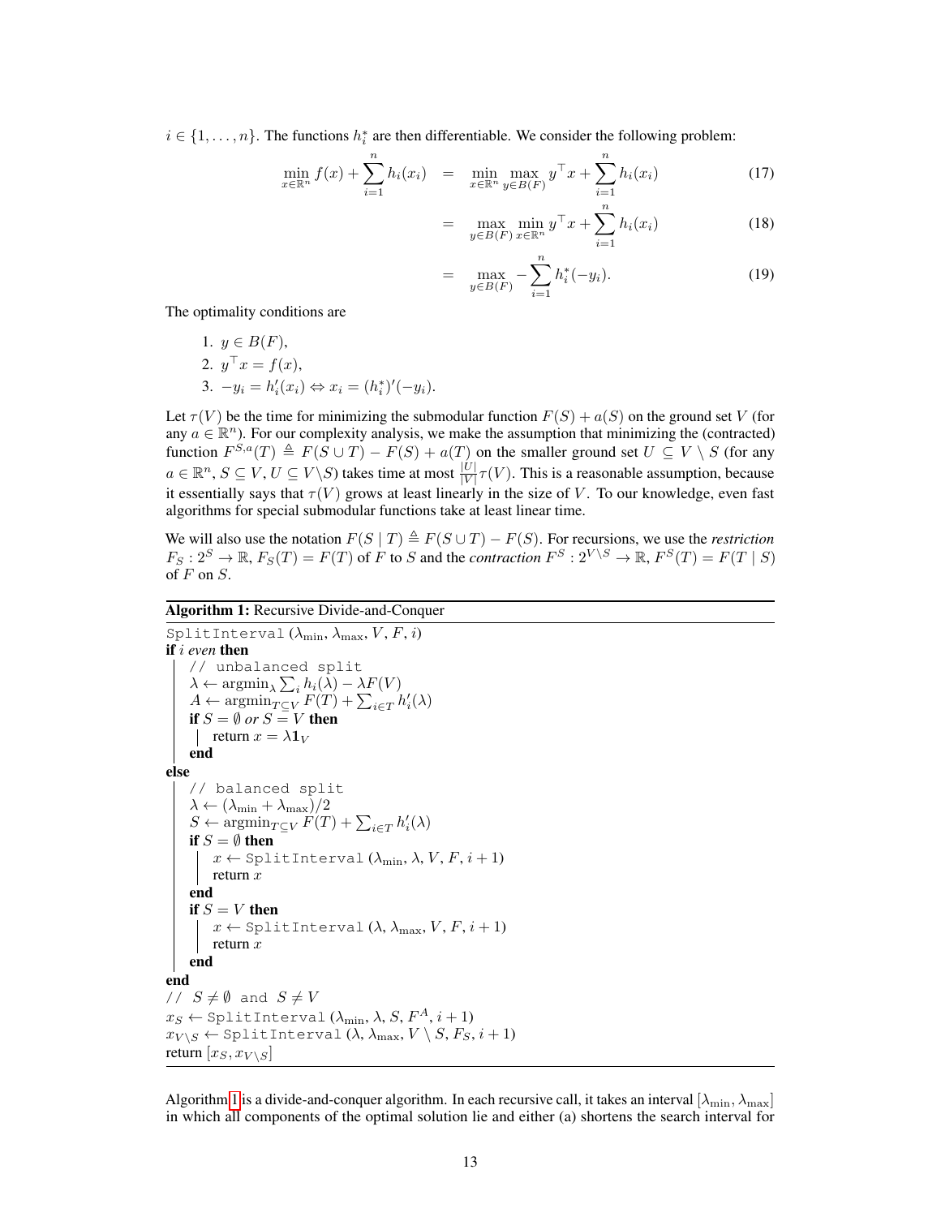$i \in \{1, \dots, n\}$. The functions $h_i^*$ are then differentiable. We consider the following problem:

$$\min_{x \in \mathbb{R}^n} f(x) + \sum_{i=1}^n h_i(x_i) = \min_{x \in \mathbb{R}^n} \max_{y \in B(F)} y^\top x + \sum_{i=1}^n h_i(x_i) \tag{17}$$

$$= \max_{y \in B(F)} \min_{x \in \mathbb{R}^n} y^\top x + \sum_{i=1}^n h_i(x_i) \tag{18}$$

$$= \max_{y \in B(F)} -\sum_{i=1}^n h_i^*(-y_i). \tag{19}$$

The optimality conditions are

1. $y \in B(F)$,
2. $y^\top x = f(x)$,
3. $-y_i = h_i'(x_i) \Leftrightarrow x_i = (h_i^*)'(-y_i)$.

Let $\tau(V)$ be the time for minimizing the submodular function $F(S) + a(S)$ on the ground set $V$ (for any $a \in \mathbb{R}^n$). For our complexity analysis, we make the assumption that minimizing the (contracted) function $F^{S,a}(T) \triangleq F(S \cup T) - F(S) + a(T)$ on the smaller ground set $U \subseteq V \setminus S$ (for any $a \in \mathbb{R}^n$, $S \subseteq V$, $U \subseteq V \setminus S$) takes time at most $\frac{|U|}{|V|}\tau(V)$. This is a reasonable assumption, because it essentially says that $\tau(V)$ grows at least linearly in the size of $V$. To our knowledge, even fast algorithms for special submodular functions take at least linear time.

We will also use the notation $F(S \mid T) \triangleq F(S \cup T) - F(S)$. For recursions, we use the *restriction* $F_S : 2^S \to \mathbb{R}$, $F_S(T) = F(T)$ of $F$ to $S$ and the *contraction* $F^S : 2^{V \setminus S} \to \mathbb{R}$, $F^S(T) = F(T \mid S)$ of $F$ on $S$.

**Algorithm 1:** Recursive Divide-and-Conquer

```
SplitInterval (λ_min, λ_max, V, F, i)
if i even then
    // unbalanced split
    λ ← argmin_λ Σ_i h_i(λ) − λF(V)
    A ← argmin_{T⊆V} F(T) + Σ_{i∈T} h'_i(λ)
    if S = ∅ or S = V then
        return x = λ1_V
    end
else
    // balanced split
    λ ← (λ_min + λ_max)/2
    S ← argmin_{T⊆V} F(T) + Σ_{i∈T} h'_i(λ)
    if S = ∅ then
        x ← SplitInterval (λ_min, λ, V, F, i+1)
        return x
    end
    if S = V then
        x ← SplitInterval (λ, λ_max, V, F, i+1)
        return x
    end
end
// S ≠ ∅ and S ≠ V
x_S ← SplitInterval (λ_min, λ, S, F^A, i+1)
x_{V\S} ← SplitInterval (λ, λ_max, V \ S, F_S, i+1)
return [x_S, x_{V\S}]
```

Algorithm 1 is a divide-and-conquer algorithm. In each recursive call, it takes an interval $[\lambda_{\min}, \lambda_{\max}]$ in which all components of the optimal solution lie and either (a) shortens the search interval for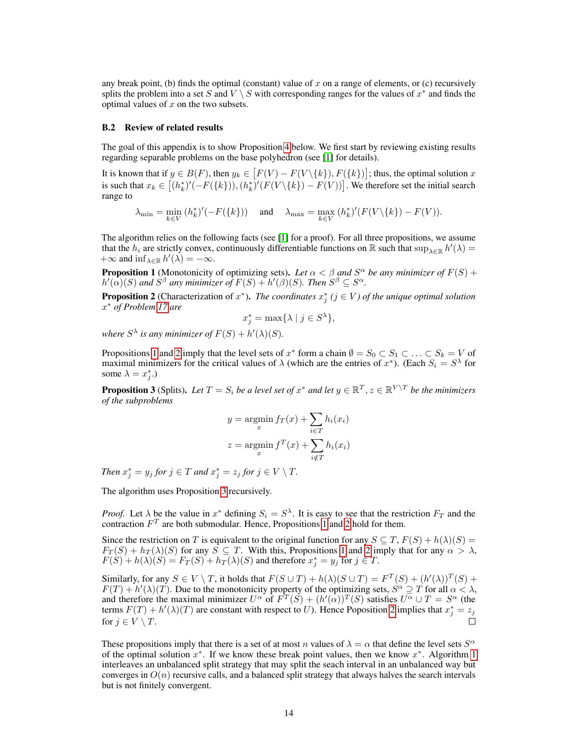any break point, (b) finds the optimal (constant) value of $x$ on a range of elements, or (c) recursively splits the problem into a set $S$ and $V \setminus S$ with corresponding ranges for the values of $x^*$ and finds the optimal values of $x$ on the two subsets.

### B.2 Review of related results

The goal of this appendix is to show Proposition 4 below. We first start by reviewing existing results regarding separable problems on the base polyhedron (see [1] for details).

It is known that if $y \in B(F)$, then $y_k \in \big[F(V) - F(V \backslash \{k\}), F(\{k\})\big]$; thus, the optimal solution $x$ is such that $x_k \in \big[(h_k^*)'(-F(\{k\})), (h_k^*)'(F(V\backslash\{k\}) - F(V))\big]$. We therefore set the initial search range to

$$\lambda_{\min} = \min_{k \in V} (h_k^*)'(-F(\{k\})) \quad \text{ and } \quad \lambda_{\max} = \max_{k \in V} (h_k^*)'(F(V\backslash\{k\}) - F(V)).$$

The algorithm relies on the following facts (see [1] for a proof). For all three propositions, we assume that the $h_i$ are strictly convex, continuously differentiable functions on $\mathbb{R}$ such that $\sup_{\lambda \in \mathbb{R}} h'(\lambda) = +\infty$ and $\inf_{\lambda \in \mathbb{R}} h'(\lambda) = -\infty$.

**Proposition 1** (Monotonicity of optimizing sets)**.** *Let $\alpha < \beta$ and $S^\alpha$ be any minimizer of $F(S) + h'(\alpha)(S)$ and $S^\beta$ any minimizer of $F(S) + h'(\beta)(S)$. Then $S^\beta \subseteq S^\alpha$.*

**Proposition 2** (Characterization of $x^*$)**.** *The coordinates $x_j^*$ ($j \in V$) of the unique optimal solution $x^*$ of Problem 17 are*

$$x_j^* = \max\{\lambda \mid j \in S^\lambda\},$$

*where $S^\lambda$ is any minimizer of $F(S) + h'(\lambda)(S)$.*

Propositions 1 and 2 imply that the level sets of $x^*$ form a chain $\emptyset = S_0 \subset S_1 \subset \ldots \subset S_k = V$ of maximal minimizers for the critical values of $\lambda$ (which are the entries of $x^*$). (Each $S_i = S^\lambda$ for some $\lambda = x_j^*$.)

**Proposition 3** (Splits)**.** *Let $T = S_i$ be a level set of $x^*$ and let $y \in \mathbb{R}^T, z \in \mathbb{R}^{V \setminus T}$ be the minimizers of the subproblems*

$$y = \operatorname*{argmin}_x f_T(x) + \sum_{i \in T} h_i(x_i)$$

$$z = \operatorname*{argmin}_x f^T(x) + \sum_{i \notin T} h_i(x_i)$$

*Then $x_j^* = y_j$ for $j \in T$ and $x_j^* = z_j$ for $j \in V \setminus T$.*

The algorithm uses Proposition 3 recursively.

*Proof.* Let $\lambda$ be the value in $x^*$ defining $S_i = S^\lambda$. It is easy to see that the restriction $F_T$ and the contraction $F^T$ are both submodular. Hence, Propositions 1 and 2 hold for them.

Since the restriction on $T$ is equivalent to the original function for any $S \subseteq T$, $F(S) + h(\lambda)(S) = F_T(S) + h_T(\lambda)(S)$ for any $S \subseteq T$. With this, Propositions 1 and 2 imply that for any $\alpha > \lambda$, $F(S) + h(\lambda)(S) = F_T(S) + h_T(\lambda)(S)$ and therefore $x_j^* = y_j$ for $j \in T$.

Similarly, for any $S \in V \setminus T$, it holds that $F(S \cup T) + h(\lambda)(S \cup T) = F^T(S) + (h'(\lambda))^T(S) + F(T) + h'(\lambda)(T)$. Due to the monotonicity property of the optimizing sets, $S^\alpha \supseteq T$ for all $\alpha < \lambda$, and therefore the maximal minimizer $U^\alpha$ of $F^T(S) + (h'(\alpha))^T(S)$ satisfies $U^\alpha \cup T = S^\alpha$ (the terms $F(T) + h'(\lambda)(T)$ are constant with respect to $U$). Hence Poposition 2 implies that $x_j^* = z_j$ for $j \in V \setminus T$. ∎

These propositions imply that there is a set of at most $n$ values of $\lambda = \alpha$ that define the level sets $S^\alpha$ of the optimal solution $x^*$. If we know these break point values, then we know $x^*$. Algorithm 1 interleaves an unbalanced split strategy that may split the seach interval in an unbalanced way but converges in $O(n)$ recursive calls, and a balanced split strategy that always halves the search intervals but is not finitely convergent.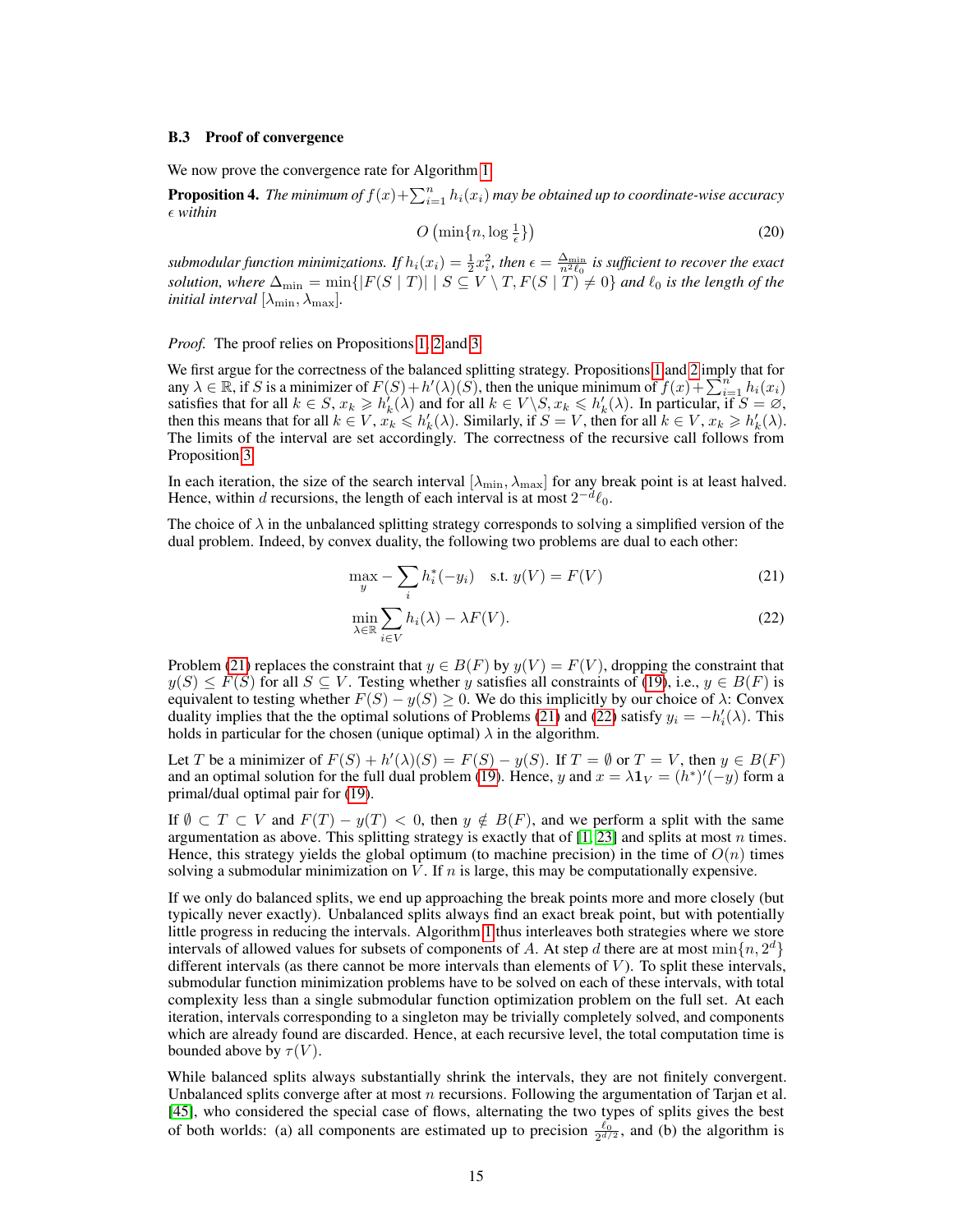### B.3 Proof of convergence

We now prove the convergence rate for Algorithm 1.

**Proposition 4.** *The minimum of $f(x)+\sum_{i=1}^n h_i(x_i)$ may be obtained up to coordinate-wise accuracy $\epsilon$ within*

$$O\left(\min\{n, \log \tfrac{1}{\epsilon}\}\right) \tag{20}$$

*submodular function minimizations. If $h_i(x_i) = \frac{1}{2}x_i^2$, then $\epsilon = \frac{\Delta_{\min}}{n^2 \ell_0}$ is sufficient to recover the exact solution, where $\Delta_{\min} = \min\{|F(S \mid T)| \mid S \subseteq V \setminus T, F(S \mid T) \neq 0\}$ and $\ell_0$ is the length of the initial interval $[\lambda_{\min}, \lambda_{\max}]$.*

*Proof.* The proof relies on Propositions 1, 2 and 3.

We first argue for the correctness of the balanced splitting strategy. Propositions 1 and 2 imply that for any $\lambda \in \mathbb{R}$, if $S$ is a minimizer of $F(S) + h'(\lambda)(S)$, then the unique minimum of $f(x)+\sum_{i=1}^n h_i(x_i)$ satisfies that for all $k \in S$, $x_k \geqslant h'_k(\lambda)$ and for all $k \in V \backslash S$, $x_k \leqslant h'_k(\lambda)$. In particular, if $S = \varnothing$, then this means that for all $k \in V$, $x_k \leqslant h'_k(\lambda)$. Similarly, if $S = V$, then for all $k \in V$, $x_k \geqslant h'_k(\lambda)$. The limits of the interval are set accordingly. The correctness of the recursive call follows from Proposition 3.

In each iteration, the size of the search interval $[\lambda_{\min}, \lambda_{\max}]$ for any break point is at least halved. Hence, within $d$ recursions, the length of each interval is at most $2^{-d}\ell_0$.

The choice of $\lambda$ in the unbalanced splitting strategy corresponds to solving a simplified version of the dual problem. Indeed, by convex duality, the following two problems are dual to each other:

$$\max_y - \sum_i h_i^*(-y_i) \quad \text{s.t. } y(V) = F(V) \tag{21}$$

$$\min_{\lambda \in \mathbb{R}} \sum_{i \in V} h_i(\lambda) - \lambda F(V). \tag{22}$$

Problem (21) replaces the constraint that $y \in B(F)$ by $y(V) = F(V)$, dropping the constraint that $y(S) \leq F(S)$ for all $S \subseteq V$. Testing whether $y$ satisfies all constraints of (19), i.e., $y \in B(F)$ is equivalent to testing whether $F(S) - y(S) \geq 0$. We do this implicitly by our choice of $\lambda$: Convex duality implies that the the optimal solutions of Problems (21) and (22) satisfy $y_i = -h'_i(\lambda)$. This holds in particular for the chosen (unique optimal) $\lambda$ in the algorithm.

Let $T$ be a minimizer of $F(S) + h'(\lambda)(S) = F(S) - y(S)$. If $T = \emptyset$ or $T = V$, then $y \in B(F)$ and an optimal solution for the full dual problem (19). Hence, $y$ and $x = \lambda \mathbf{1}_V = (h^*)'(-y)$ form a primal/dual optimal pair for (19).

If $\emptyset \subset T \subset V$ and $F(T) - y(T) < 0$, then $y \notin B(F)$, and we perform a split with the same argumentation as above. This splitting strategy is exactly that of [1, 23] and splits at most $n$ times. Hence, this strategy yields the global optimum (to machine precision) in the time of $O(n)$ times solving a submodular minimization on $V$. If $n$ is large, this may be computationally expensive.

If we only do balanced splits, we end up approaching the break points more and more closely (but typically never exactly). Unbalanced splits always find an exact break point, but with potentially little progress in reducing the intervals. Algorithm 1 thus interleaves both strategies where we store intervals of allowed values for subsets of components of $A$. At step $d$ there are at most $\min\{n, 2^d\}$ different intervals (as there cannot be more intervals than elements of $V$). To split these intervals, submodular function minimization problems have to be solved on each of these intervals, with total complexity less than a single submodular function optimization problem on the full set. At each iteration, intervals corresponding to a singleton may be trivially completely solved, and components which are already found are discarded. Hence, at each recursive level, the total computation time is bounded above by $\tau(V)$.

While balanced splits always substantially shrink the intervals, they are not finitely convergent. Unbalanced splits converge after at most $n$ recursions. Following the argumentation of Tarjan et al. [45], who considered the special case of flows, alternating the two types of splits gives the best of both worlds: (a) all components are estimated up to precision $\frac{\ell_0}{2^{d/2}}$, and (b) the algorithm is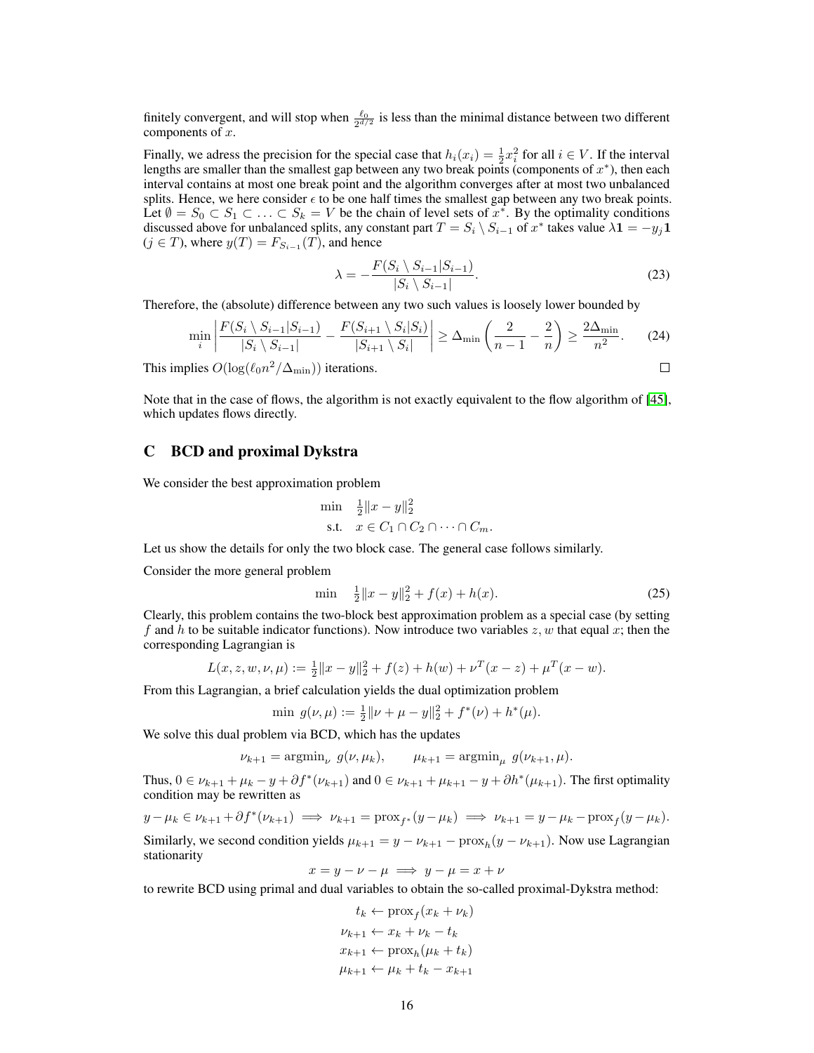finitely convergent, and will stop when $\frac{\ell_0}{2^{d/2}}$ is less than the minimal distance between two different components of $x$.

Finally, we adress the precision for the special case that $h_i(x_i) = \frac{1}{2}x_i^2$ for all $i \in V$. If the interval lengths are smaller than the smallest gap between any two break points (components of $x^*$), then each interval contains at most one break point and the algorithm converges after at most two unbalanced splits. Hence, we here consider $\epsilon$ to be one half times the smallest gap between any two break points. Let $\emptyset = S_0 \subset S_1 \subset \ldots \subset S_k = V$ be the chain of level sets of $x^*$. By the optimality conditions discussed above for unbalanced splits, any constant part $T = S_i \setminus S_{i-1}$ of $x^*$ takes value $\lambda \mathbf{1} = -y_j \mathbf{1}$ ($j \in T$), where $y(T) = F_{S_{i-1}}(T)$, and hence

$$\lambda = -\frac{F(S_i \setminus S_{i-1}|S_{i-1})}{|S_i \setminus S_{i-1}|}. \tag{23}$$

Therefore, the (absolute) difference between any two such values is loosely lower bounded by

$$\min_i \left| \frac{F(S_i \setminus S_{i-1}|S_{i-1})}{|S_i \setminus S_{i-1}|} - \frac{F(S_{i+1} \setminus S_i|S_i)}{|S_{i+1} \setminus S_i|} \right| \geq \Delta_{\min} \left( \frac{2}{n-1} - \frac{2}{n} \right) \geq \frac{2\Delta_{\min}}{n^2}. \tag{24}$$

This implies $O(\log(\ell_0 n^2/\Delta_{\min}))$ iterations. $\square$

Note that in the case of flows, the algorithm is not exactly equivalent to the flow algorithm of [45], which updates flows directly.

## C BCD and proximal Dykstra

We consider the best approximation problem

$$\begin{aligned} \min \quad & \tfrac{1}{2}\|x - y\|_2^2 \\ \text{s.t.} \quad & x \in C_1 \cap C_2 \cap \cdots \cap C_m. \end{aligned}$$

Let us show the details for only the two block case. The general case follows similarly.

Consider the more general problem

$$\min \quad \tfrac{1}{2}\|x - y\|_2^2 + f(x) + h(x). \tag{25}$$

Clearly, this problem contains the two-block best approximation problem as a special case (by setting $f$ and $h$ to be suitable indicator functions). Now introduce two variables $z, w$ that equal $x$; then the corresponding Lagrangian is

$$L(x, z, w, \nu, \mu) := \tfrac{1}{2}\|x - y\|_2^2 + f(z) + h(w) + \nu^T(x - z) + \mu^T(x - w).$$

From this Lagrangian, a brief calculation yields the dual optimization problem

$$\min \ g(\nu, \mu) := \tfrac{1}{2}\|\nu + \mu - y\|_2^2 + f^*(\nu) + h^*(\mu).$$

We solve this dual problem via BCD, which has the updates

$$\nu_{k+1} = \operatorname{argmin}_\nu \ g(\nu, \mu_k), \qquad \mu_{k+1} = \operatorname{argmin}_\mu \ g(\nu_{k+1}, \mu).$$

Thus, $0 \in \nu_{k+1} + \mu_k - y + \partial f^*(\nu_{k+1})$ and $0 \in \nu_{k+1} + \mu_{k+1} - y + \partial h^*(\mu_{k+1})$. The first optimality condition may be rewritten as

$$y - \mu_k \in \nu_{k+1} + \partial f^*(\nu_{k+1}) \implies \nu_{k+1} = \operatorname{prox}_{f^*}(y - \mu_k) \implies \nu_{k+1} = y - \mu_k - \operatorname{prox}_f(y - \mu_k).$$

Similarly, we second condition yields $\mu_{k+1} = y - \nu_{k+1} - \operatorname{prox}_h(y - \nu_{k+1})$. Now use Lagrangian stationarity

$$x = y - \nu - \mu \implies y - \mu = x + \nu$$

to rewrite BCD using primal and dual variables to obtain the so-called proximal-Dykstra method:

$$\begin{aligned} t_k &\leftarrow \operatorname{prox}_f(x_k + \nu_k) \\ \nu_{k+1} &\leftarrow x_k + \nu_k - t_k \\ x_{k+1} &\leftarrow \operatorname{prox}_h(\mu_k + t_k) \\ \mu_{k+1} &\leftarrow \mu_k + t_k - x_{k+1} \end{aligned}$$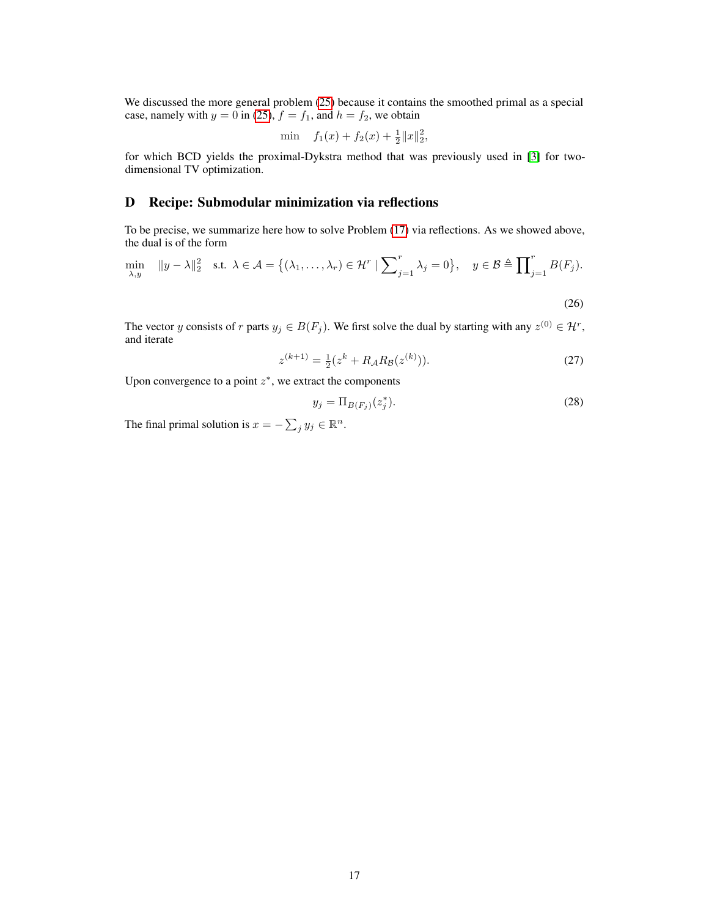We discussed the more general problem (25) because it contains the smoothed primal as a special case, namely with $y = 0$ in (25), $f = f_1$, and $h = f_2$, we obtain

$$\min \quad f_1(x) + f_2(x) + \tfrac{1}{2}\|x\|_2^2,$$

for which BCD yields the proximal-Dykstra method that was previously used in [3] for two-dimensional TV optimization.

## D Recipe: Submodular minimization via reflections

To be precise, we summarize here how to solve Problem (17) via reflections. As we showed above, the dual is of the form

$$\min_{\lambda, y} \quad \|y - \lambda\|_2^2 \quad \text{s.t. } \lambda \in \mathcal{A} = \left\{(\lambda_1, \ldots, \lambda_r) \in \mathcal{H}^r \mid \sum\nolimits_{j=1}^{r} \lambda_j = 0\right\}, \quad y \in \mathcal{B} \triangleq \prod\nolimits_{j=1}^{r} B(F_j). \tag{26}$$

The vector $y$ consists of $r$ parts $y_j \in B(F_j)$. We first solve the dual by starting with any $z^{(0)} \in \mathcal{H}^r$, and iterate

$$z^{(k+1)} = \tfrac{1}{2}(z^k + R_{\mathcal{A}} R_{\mathcal{B}}(z^{(k)})). \tag{27}$$

Upon convergence to a point $z^*$, we extract the components

$$y_j = \Pi_{B(F_j)}(z_j^*). \tag{28}$$

The final primal solution is $x = -\sum_j y_j \in \mathbb{R}^n$.